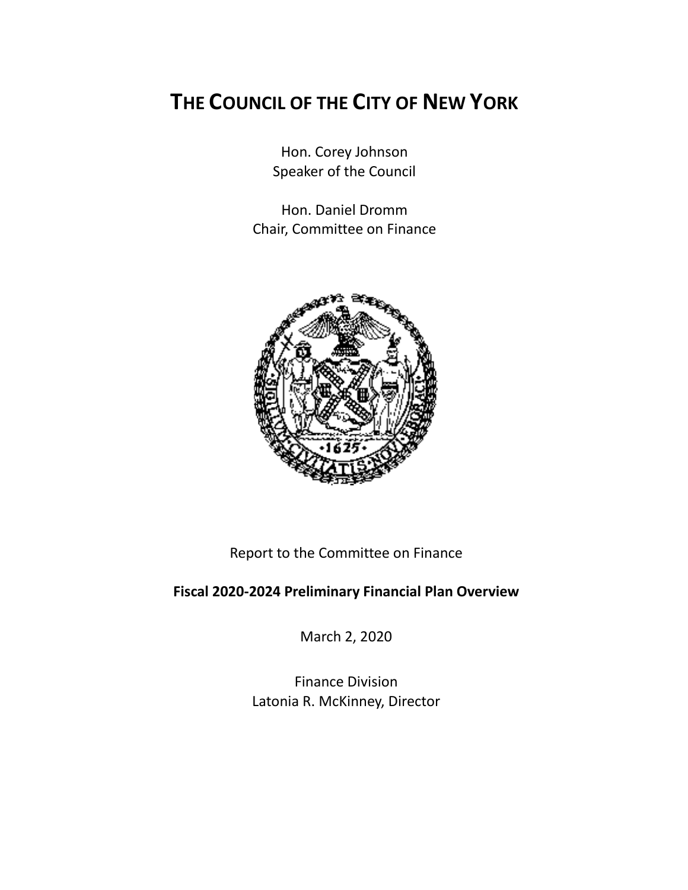# THE COUNCIL OF THE CITY OF NEW YORK

Hon. Corey Johnson
Speaker of the Council

Hon. Daniel Dromm
Chair, Committee on Finance

Report to the Committee on Finance

**Fiscal 2020-2024 Preliminary Financial Plan Overview**

March 2, 2020

Finance Division
Latonia R. McKinney, Director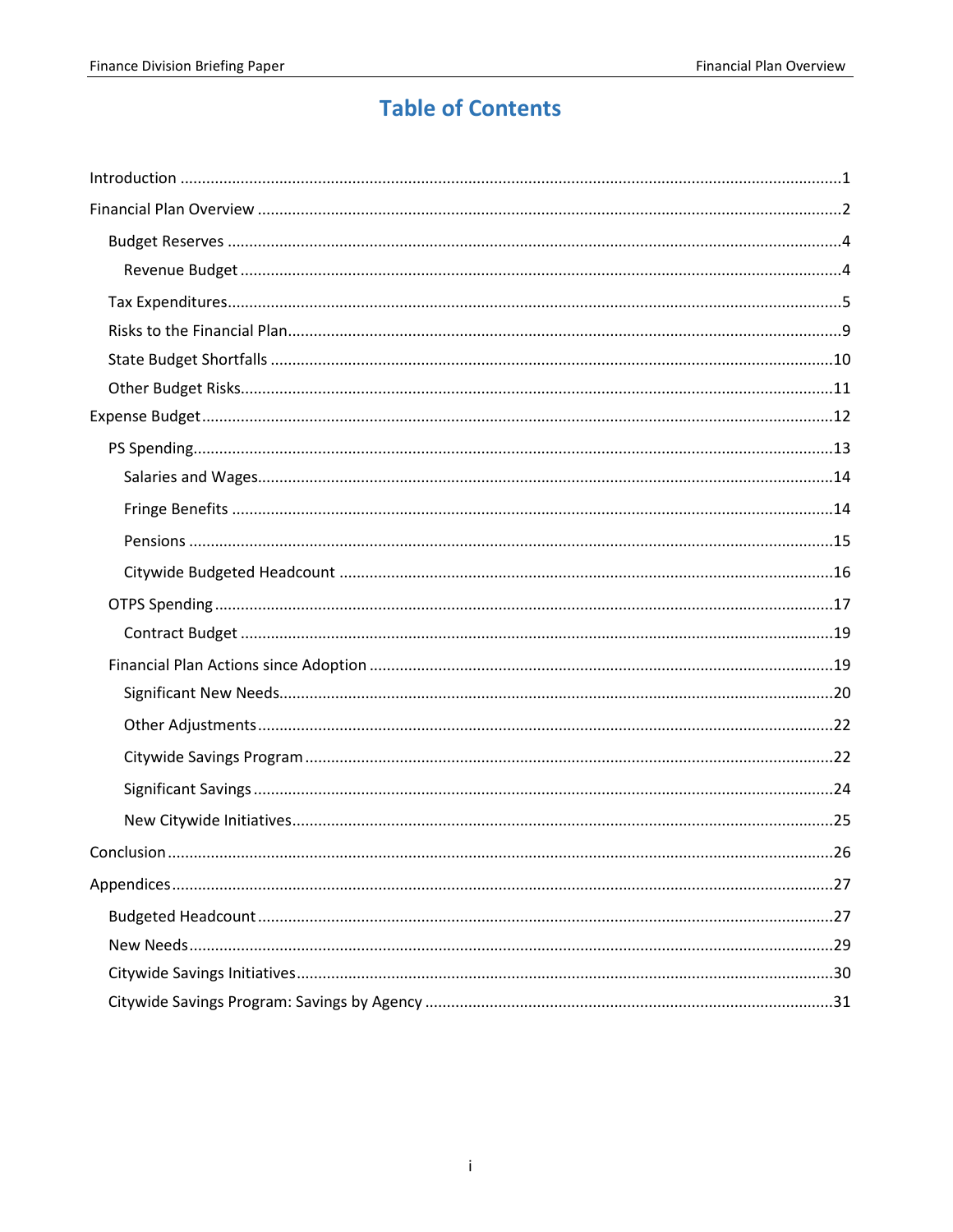# Table of Contents

- Introduction ........................................................ 1
- Financial Plan Overview ........................................................ 2
  - Budget Reserves ........................................................ 4
    - Revenue Budget ........................................................ 4
  - Tax Expenditures ........................................................ 5
  - Risks to the Financial Plan ........................................................ 9
  - State Budget Shortfalls ........................................................ 10
  - Other Budget Risks ........................................................ 11
- Expense Budget ........................................................ 12
  - PS Spending ........................................................ 13
    - Salaries and Wages ........................................................ 14
    - Fringe Benefits ........................................................ 14
    - Pensions ........................................................ 15
    - Citywide Budgeted Headcount ........................................................ 16
  - OTPS Spending ........................................................ 17
    - Contract Budget ........................................................ 19
  - Financial Plan Actions since Adoption ........................................................ 19
    - Significant New Needs ........................................................ 20
    - Other Adjustments ........................................................ 22
    - Citywide Savings Program ........................................................ 22
    - Significant Savings ........................................................ 24
    - New Citywide Initiatives ........................................................ 25
- Conclusion ........................................................ 26
- Appendices ........................................................ 27
  - Budgeted Headcount ........................................................ 27
  - New Needs ........................................................ 29
  - Citywide Savings Initiatives ........................................................ 30
  - Citywide Savings Program: Savings by Agency ........................................................ 31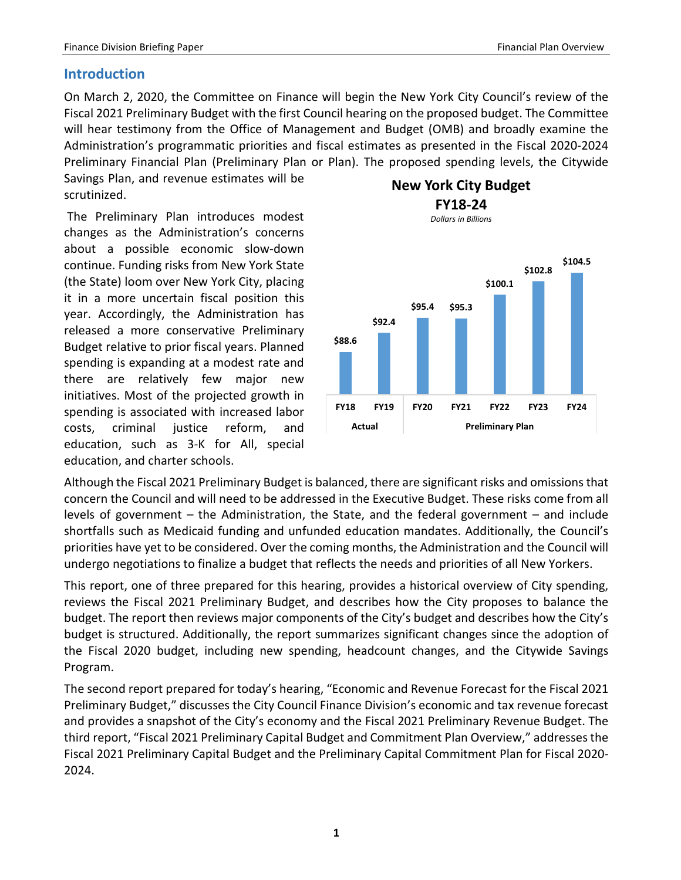## Introduction

On March 2, 2020, the Committee on Finance will begin the New York City Council's review of the Fiscal 2021 Preliminary Budget with the first Council hearing on the proposed budget. The Committee will hear testimony from the Office of Management and Budget (OMB) and broadly examine the Administration's programmatic priorities and fiscal estimates as presented in the Fiscal 2020-2024 Preliminary Financial Plan (Preliminary Plan or Plan). The proposed spending levels, the Citywide Savings Plan, and revenue estimates will be scrutinized.

The Preliminary Plan introduces modest changes as the Administration's concerns about a possible economic slow-down continue. Funding risks from New York State (the State) loom over New York City, placing it in a more uncertain fiscal position this year. Accordingly, the Administration has released a more conservative Preliminary Budget relative to prior fiscal years. Planned spending is expanding at a modest rate and there are relatively few major new initiatives. Most of the projected growth in spending is associated with increased labor costs, criminal justice reform, and education, such as 3-K for All, special education, and charter schools.

**New York City Budget FY18-24**

*Dollars in Billions*

| | FY18 | FY19 | FY20 | FY21 | FY22 | FY23 | FY24 |
|---|---|---|---|---|---|---|---|
| | Actual | | Preliminary Plan | | | | |
| Budget | $88.6 | $92.4 | $95.4 | $95.3 | $100.1 | $102.8 | $104.5 |

Although the Fiscal 2021 Preliminary Budget is balanced, there are significant risks and omissions that concern the Council and will need to be addressed in the Executive Budget. These risks come from all levels of government – the Administration, the State, and the federal government – and include shortfalls such as Medicaid funding and unfunded education mandates. Additionally, the Council's priorities have yet to be considered. Over the coming months, the Administration and the Council will undergo negotiations to finalize a budget that reflects the needs and priorities of all New Yorkers.

This report, one of three prepared for this hearing, provides a historical overview of City spending, reviews the Fiscal 2021 Preliminary Budget, and describes how the City proposes to balance the budget. The report then reviews major components of the City's budget and describes how the City's budget is structured. Additionally, the report summarizes significant changes since the adoption of the Fiscal 2020 budget, including new spending, headcount changes, and the Citywide Savings Program.

The second report prepared for today's hearing, "Economic and Revenue Forecast for the Fiscal 2021 Preliminary Budget," discusses the City Council Finance Division's economic and tax revenue forecast and provides a snapshot of the City's economy and the Fiscal 2021 Preliminary Revenue Budget. The third report, "Fiscal 2021 Preliminary Capital Budget and Commitment Plan Overview," addresses the Fiscal 2021 Preliminary Capital Budget and the Preliminary Capital Commitment Plan for Fiscal 2020-2024.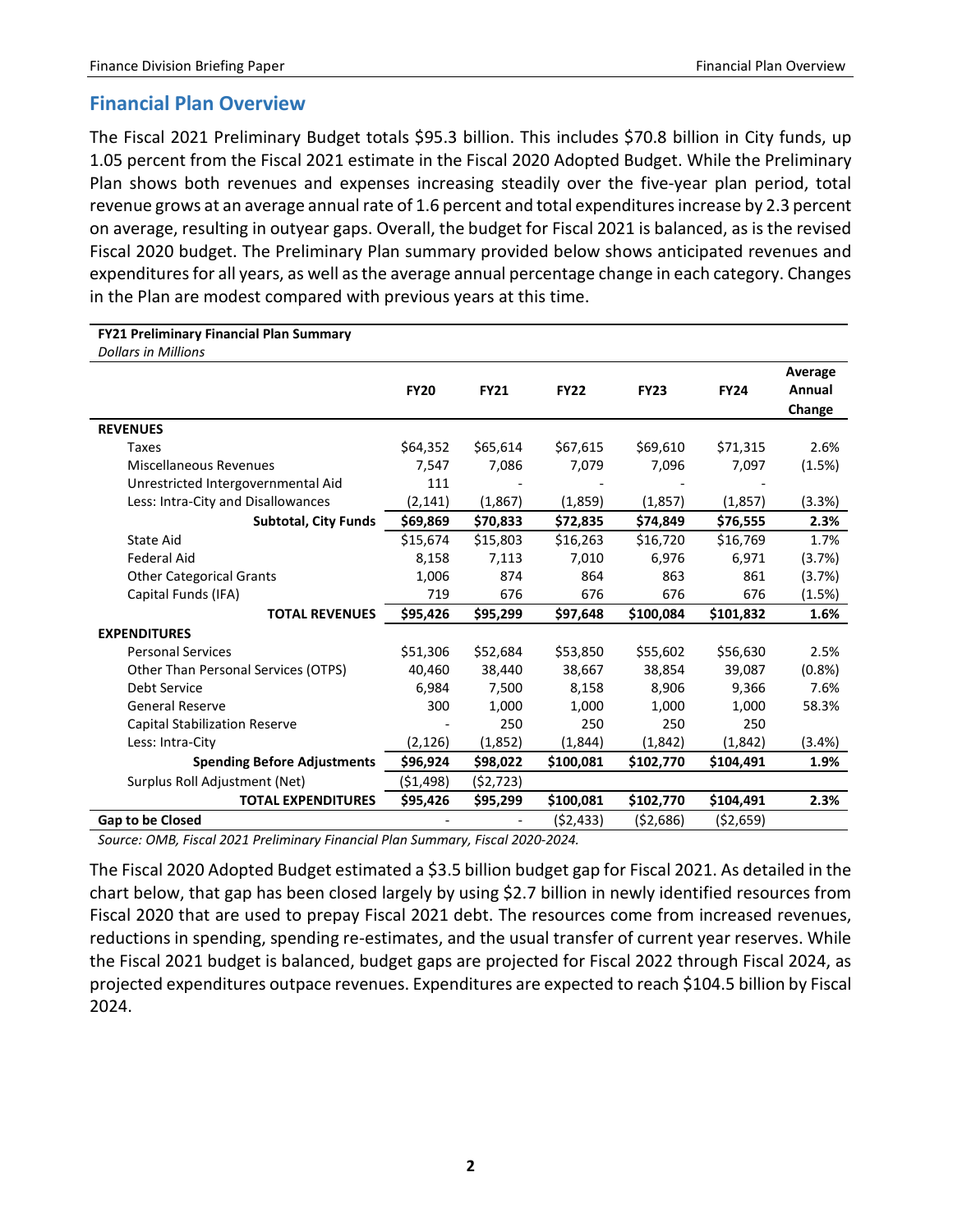## Financial Plan Overview

The Fiscal 2021 Preliminary Budget totals $95.3 billion. This includes $70.8 billion in City funds, up 1.05 percent from the Fiscal 2021 estimate in the Fiscal 2020 Adopted Budget. While the Preliminary Plan shows both revenues and expenses increasing steadily over the five-year plan period, total revenue grows at an average annual rate of 1.6 percent and total expenditures increase by 2.3 percent on average, resulting in outyear gaps. Overall, the budget for Fiscal 2021 is balanced, as is the revised Fiscal 2020 budget. The Preliminary Plan summary provided below shows anticipated revenues and expenditures for all years, as well as the average annual percentage change in each category. Changes in the Plan are modest compared with previous years at this time.

**FY21 Preliminary Financial Plan Summary**
*Dollars in Millions*

| | FY20 | FY21 | FY22 | FY23 | FY24 | Average Annual Change |
|---|---|---|---|---|---|---|
| **REVENUES** | | | | | | |
| Taxes | $64,352 | $65,614 | $67,615 | $69,610 | $71,315 | 2.6% |
| Miscellaneous Revenues | 7,547 | 7,086 | 7,079 | 7,096 | 7,097 | (1.5%) |
| Unrestricted Intergovernmental Aid | 111 | - | - | - | - | |
| Less: Intra-City and Disallowances | (2,141) | (1,867) | (1,859) | (1,857) | (1,857) | (3.3%) |
| **Subtotal, City Funds** | **$69,869** | **$70,833** | **$72,835** | **$74,849** | **$76,555** | **2.3%** |
| State Aid | $15,674 | $15,803 | $16,263 | $16,720 | $16,769 | 1.7% |
| Federal Aid | 8,158 | 7,113 | 7,010 | 6,976 | 6,971 | (3.7%) |
| Other Categorical Grants | 1,006 | 874 | 864 | 863 | 861 | (3.7%) |
| Capital Funds (IFA) | 719 | 676 | 676 | 676 | 676 | (1.5%) |
| **TOTAL REVENUES** | **$95,426** | **$95,299** | **$97,648** | **$100,084** | **$101,832** | **1.6%** |
| **EXPENDITURES** | | | | | | |
| Personal Services | $51,306 | $52,684 | $53,850 | $55,602 | $56,630 | 2.5% |
| Other Than Personal Services (OTPS) | 40,460 | 38,440 | 38,667 | 38,854 | 39,087 | (0.8%) |
| Debt Service | 6,984 | 7,500 | 8,158 | 8,906 | 9,366 | 7.6% |
| General Reserve | 300 | 1,000 | 1,000 | 1,000 | 1,000 | 58.3% |
| Capital Stabilization Reserve | - | 250 | 250 | 250 | 250 | |
| Less: Intra-City | (2,126) | (1,852) | (1,844) | (1,842) | (1,842) | (3.4%) |
| **Spending Before Adjustments** | **$96,924** | **$98,022** | **$100,081** | **$102,770** | **$104,491** | **1.9%** |
| Surplus Roll Adjustment (Net) | ($1,498) | ($2,723) | | | | |
| **TOTAL EXPENDITURES** | **$95,426** | **$95,299** | **$100,081** | **$102,770** | **$104,491** | **2.3%** |
| **Gap to be Closed** | - | - | ($2,433) | ($2,686) | ($2,659) | |

*Source: OMB, Fiscal 2021 Preliminary Financial Plan Summary, Fiscal 2020-2024.*

The Fiscal 2020 Adopted Budget estimated a $3.5 billion budget gap for Fiscal 2021. As detailed in the chart below, that gap has been closed largely by using $2.7 billion in newly identified resources from Fiscal 2020 that are used to prepay Fiscal 2021 debt. The resources come from increased revenues, reductions in spending, spending re-estimates, and the usual transfer of current year reserves. While the Fiscal 2021 budget is balanced, budget gaps are projected for Fiscal 2022 through Fiscal 2024, as projected expenditures outpace revenues. Expenditures are expected to reach $104.5 billion by Fiscal 2024.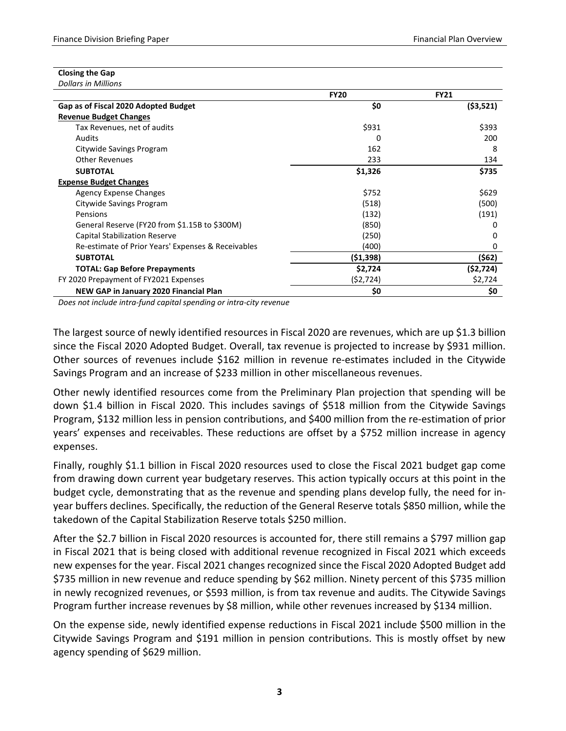**Closing the Gap**
*Dollars in Millions*

| | FY20 | FY21 |
|---|---|---|
| **Gap as of Fiscal 2020 Adopted Budget** | **$0** | **($3,521)** |
| **Revenue Budget Changes** | | |
| Tax Revenues, net of audits | $931 | $393 |
| Audits | 0 | 200 |
| Citywide Savings Program | 162 | 8 |
| Other Revenues | 233 | 134 |
| **SUBTOTAL** | **$1,326** | **$735** |
| **Expense Budget Changes** | | |
| Agency Expense Changes | $752 | $629 |
| Citywide Savings Program | (518) | (500) |
| Pensions | (132) | (191) |
| General Reserve (FY20 from $1.15B to $300M) | (850) | 0 |
| Capital Stabilization Reserve | (250) | 0 |
| Re-estimate of Prior Years' Expenses & Receivables | (400) | 0 |
| **SUBTOTAL** | **($1,398)** | **($62)** |
| **TOTAL: Gap Before Prepayments** | **$2,724** | **($2,724)** |
| FY 2020 Prepayment of FY2021 Expenses | ($2,724) | $2,724 |
| **NEW GAP in January 2020 Financial Plan** | **$0** | **$0** |

*Does not include intra-fund capital spending or intra-city revenue*

The largest source of newly identified resources in Fiscal 2020 are revenues, which are up $1.3 billion since the Fiscal 2020 Adopted Budget. Overall, tax revenue is projected to increase by $931 million. Other sources of revenues include $162 million in revenue re-estimates included in the Citywide Savings Program and an increase of $233 million in other miscellaneous revenues.

Other newly identified resources come from the Preliminary Plan projection that spending will be down $1.4 billion in Fiscal 2020. This includes savings of $518 million from the Citywide Savings Program, $132 million less in pension contributions, and $400 million from the re-estimation of prior years' expenses and receivables. These reductions are offset by a $752 million increase in agency expenses.

Finally, roughly $1.1 billion in Fiscal 2020 resources used to close the Fiscal 2021 budget gap come from drawing down current year budgetary reserves. This action typically occurs at this point in the budget cycle, demonstrating that as the revenue and spending plans develop fully, the need for in-year buffers declines. Specifically, the reduction of the General Reserve totals $850 million, while the takedown of the Capital Stabilization Reserve totals $250 million.

After the $2.7 billion in Fiscal 2020 resources is accounted for, there still remains a $797 million gap in Fiscal 2021 that is being closed with additional revenue recognized in Fiscal 2021 which exceeds new expenses for the year. Fiscal 2021 changes recognized since the Fiscal 2020 Adopted Budget add $735 million in new revenue and reduce spending by $62 million. Ninety percent of this $735 million in newly recognized revenues, or $593 million, is from tax revenue and audits. The Citywide Savings Program further increase revenues by $8 million, while other revenues increased by $134 million.

On the expense side, newly identified expense reductions in Fiscal 2021 include $500 million in the Citywide Savings Program and $191 million in pension contributions. This is mostly offset by new agency spending of $629 million.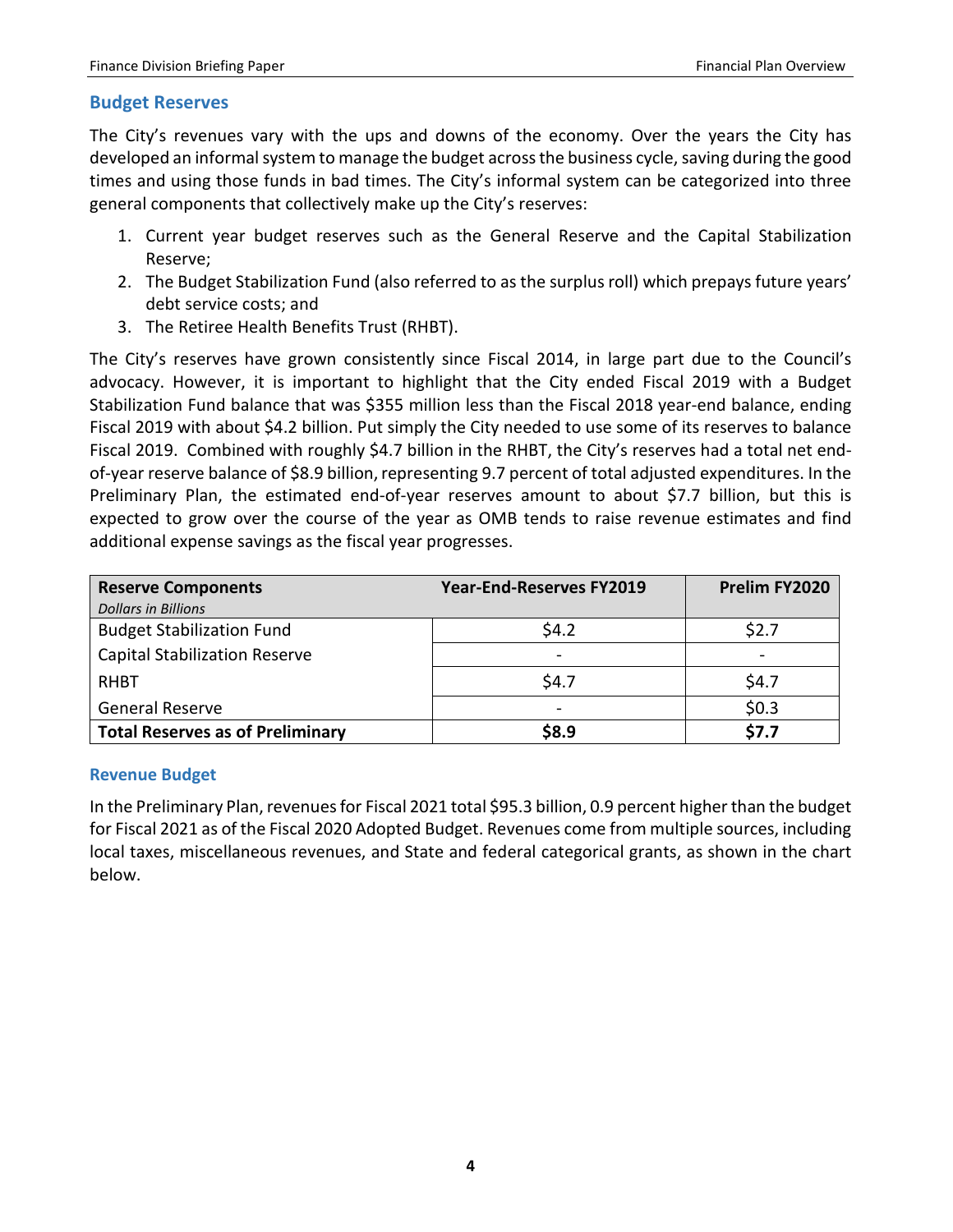## Budget Reserves

The City's revenues vary with the ups and downs of the economy. Over the years the City has developed an informal system to manage the budget across the business cycle, saving during the good times and using those funds in bad times. The City's informal system can be categorized into three general components that collectively make up the City's reserves:

1. Current year budget reserves such as the General Reserve and the Capital Stabilization Reserve;
2. The Budget Stabilization Fund (also referred to as the surplus roll) which prepays future years' debt service costs; and
3. The Retiree Health Benefits Trust (RHBT).

The City's reserves have grown consistently since Fiscal 2014, in large part due to the Council's advocacy. However, it is important to highlight that the City ended Fiscal 2019 with a Budget Stabilization Fund balance that was $355 million less than the Fiscal 2018 year-end balance, ending Fiscal 2019 with about $4.2 billion. Put simply the City needed to use some of its reserves to balance Fiscal 2019. Combined with roughly $4.7 billion in the RHBT, the City's reserves had a total net end-of-year reserve balance of $8.9 billion, representing 9.7 percent of total adjusted expenditures. In the Preliminary Plan, the estimated end-of-year reserves amount to about $7.7 billion, but this is expected to grow over the course of the year as OMB tends to raise revenue estimates and find additional expense savings as the fiscal year progresses.

| **Reserve Components** *Dollars in Billions* | **Year-End-Reserves FY2019** | **Prelim FY2020** |
|---|---|---|
| Budget Stabilization Fund | $4.2 | $2.7 |
| Capital Stabilization Reserve | - | - |
| RHBT | $4.7 | $4.7 |
| General Reserve | - | $0.3 |
| **Total Reserves as of Preliminary** | **$8.9** | **$7.7** |

### Revenue Budget

In the Preliminary Plan, revenues for Fiscal 2021 total $95.3 billion, 0.9 percent higher than the budget for Fiscal 2021 as of the Fiscal 2020 Adopted Budget. Revenues come from multiple sources, including local taxes, miscellaneous revenues, and State and federal categorical grants, as shown in the chart below.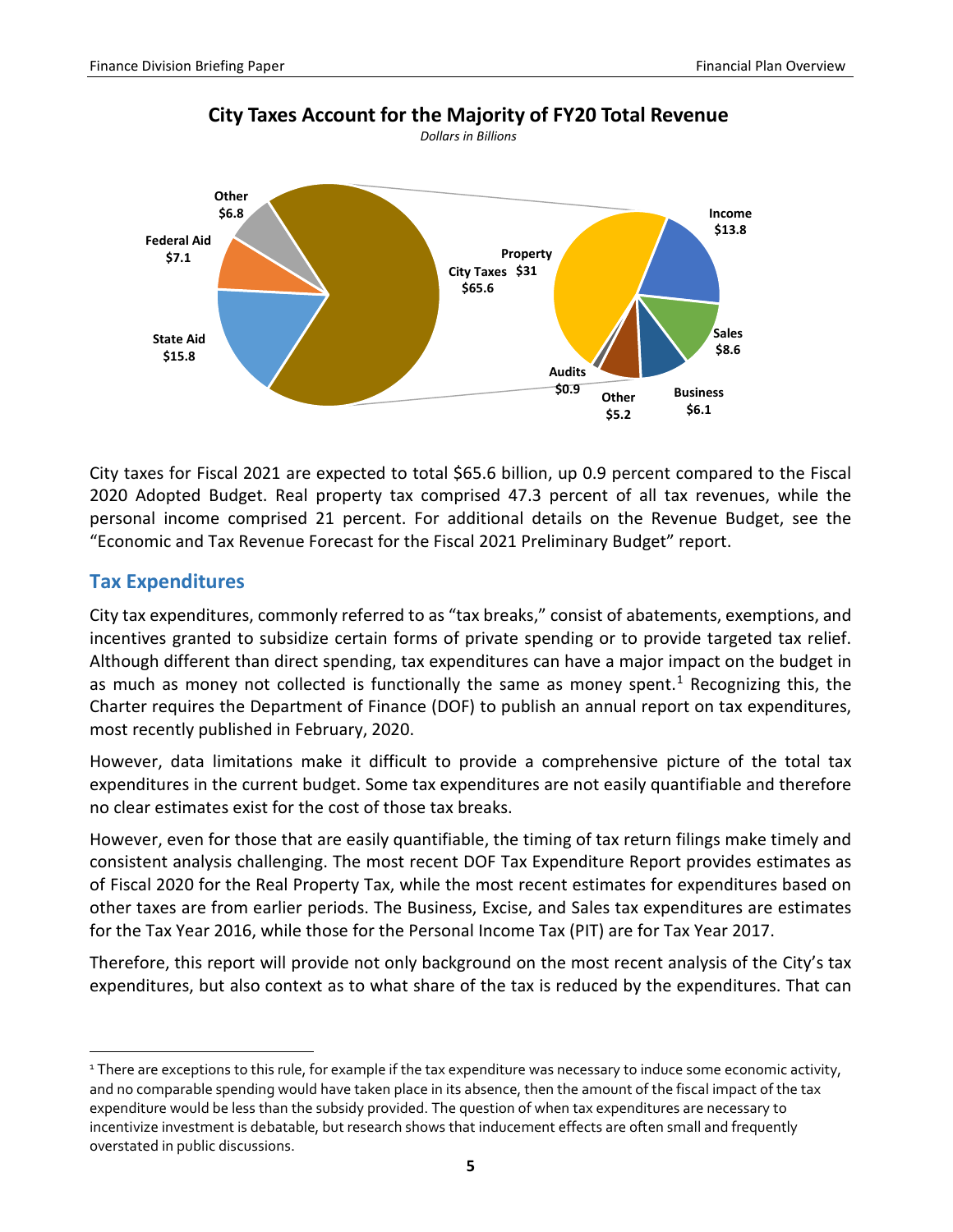**City Taxes Account for the Majority of FY20 Total Revenue**

*Dollars in Billions*

| Revenue Source | Amount |
|---|---|
| City Taxes | $65.6 |
| State Aid | $15.8 |
| Federal Aid | $7.1 |
| Other | $6.8 |

| City Taxes Breakdown | Amount |
|---|---|
| Property | $31 |
| Income | $13.8 |
| Sales | $8.6 |
| Business | $6.1 |
| Other | $5.2 |
| Audits | $0.9 |

City taxes for Fiscal 2021 are expected to total $65.6 billion, up 0.9 percent compared to the Fiscal 2020 Adopted Budget. Real property tax comprised 47.3 percent of all tax revenues, while the personal income comprised 21 percent. For additional details on the Revenue Budget, see the "Economic and Tax Revenue Forecast for the Fiscal 2021 Preliminary Budget" report.

## Tax Expenditures

City tax expenditures, commonly referred to as "tax breaks," consist of abatements, exemptions, and incentives granted to subsidize certain forms of private spending or to provide targeted tax relief. Although different than direct spending, tax expenditures can have a major impact on the budget in as much as money not collected is functionally the same as money spent.[1] Recognizing this, the Charter requires the Department of Finance (DOF) to publish an annual report on tax expenditures, most recently published in February, 2020.

However, data limitations make it difficult to provide a comprehensive picture of the total tax expenditures in the current budget. Some tax expenditures are not easily quantifiable and therefore no clear estimates exist for the cost of those tax breaks.

However, even for those that are easily quantifiable, the timing of tax return filings make timely and consistent analysis challenging. The most recent DOF Tax Expenditure Report provides estimates as of Fiscal 2020 for the Real Property Tax, while the most recent estimates for expenditures based on other taxes are from earlier periods. The Business, Excise, and Sales tax expenditures are estimates for the Tax Year 2016, while those for the Personal Income Tax (PIT) are for Tax Year 2017.

Therefore, this report will provide not only background on the most recent analysis of the City's tax expenditures, but also context as to what share of the tax is reduced by the expenditures. That can

[1] There are exceptions to this rule, for example if the tax expenditure was necessary to induce some economic activity, and no comparable spending would have taken place in its absence, then the amount of the fiscal impact of the tax expenditure would be less than the subsidy provided. The question of when tax expenditures are necessary to incentivize investment is debatable, but research shows that inducement effects are often small and frequently overstated in public discussions.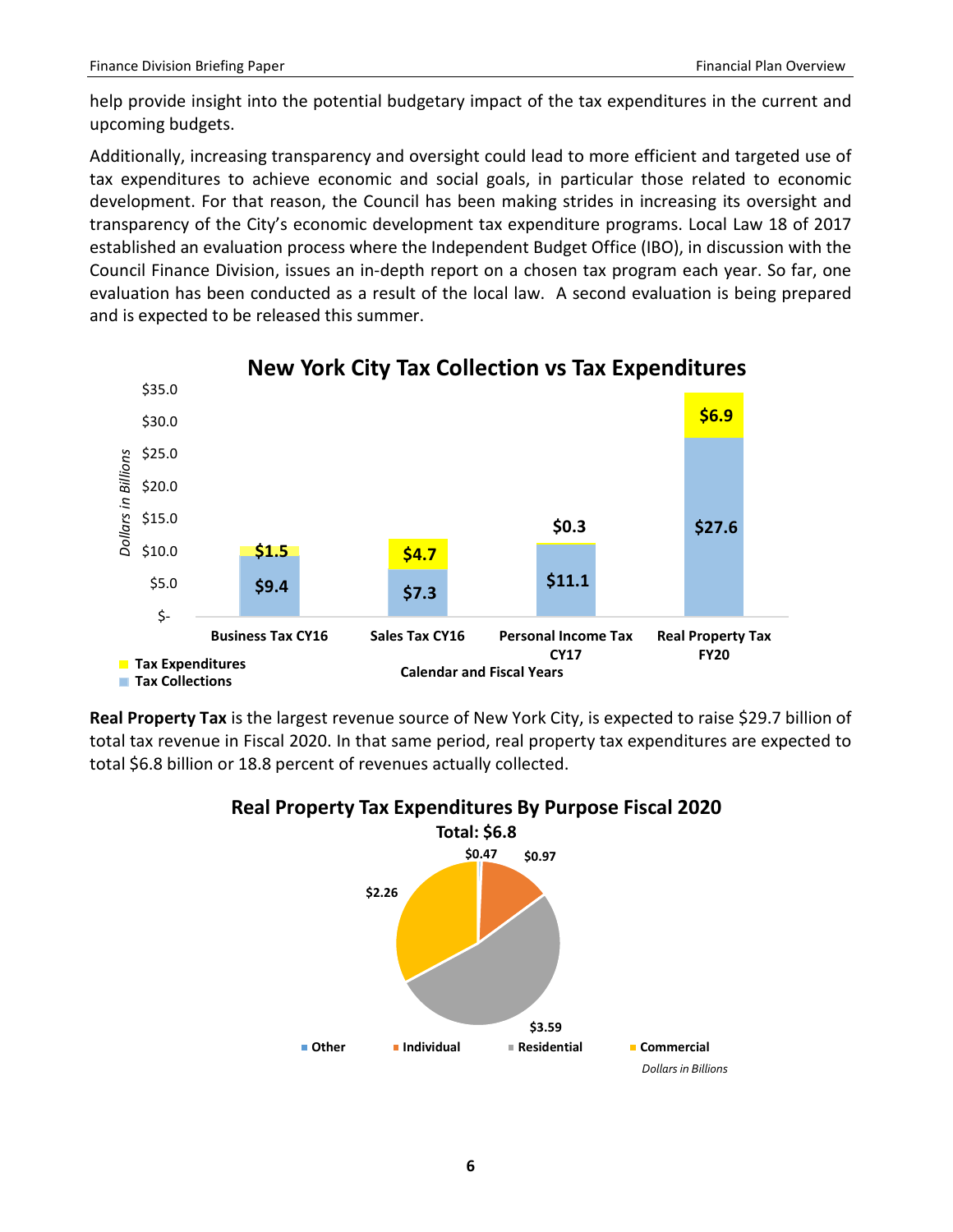help provide insight into the potential budgetary impact of the tax expenditures in the current and upcoming budgets.

Additionally, increasing transparency and oversight could lead to more efficient and targeted use of tax expenditures to achieve economic and social goals, in particular those related to economic development. For that reason, the Council has been making strides in increasing its oversight and transparency of the City's economic development tax expenditure programs. Local Law 18 of 2017 established an evaluation process where the Independent Budget Office (IBO), in discussion with the Council Finance Division, issues an in-depth report on a chosen tax program each year. So far, one evaluation has been conducted as a result of the local law. A second evaluation is being prepared and is expected to be released this summer.

**New York City Tax Collection vs Tax Expenditures**

*Dollars in Billions*

| Calendar and Fiscal Years | Tax Collections | Tax Expenditures |
|---|---|---|
| Business Tax CY16 | $9.4 | $1.5 |
| Sales Tax CY16 | $7.3 | $4.7 |
| Personal Income Tax CY17 | $11.1 | $0.3 |
| Real Property Tax FY20 | $27.6 | $6.9 |

**Real Property Tax** is the largest revenue source of New York City, is expected to raise $29.7 billion of total tax revenue in Fiscal 2020. In that same period, real property tax expenditures are expected to total $6.8 billion or 18.8 percent of revenues actually collected.

**Real Property Tax Expenditures By Purpose Fiscal 2020**

**Total: $6.8**

| Purpose | Amount |
|---|---|
| Other | $0.47 |
| Individual | $0.97 |
| Residential | $3.59 |
| Commercial | $2.26 |

*Dollars in Billions*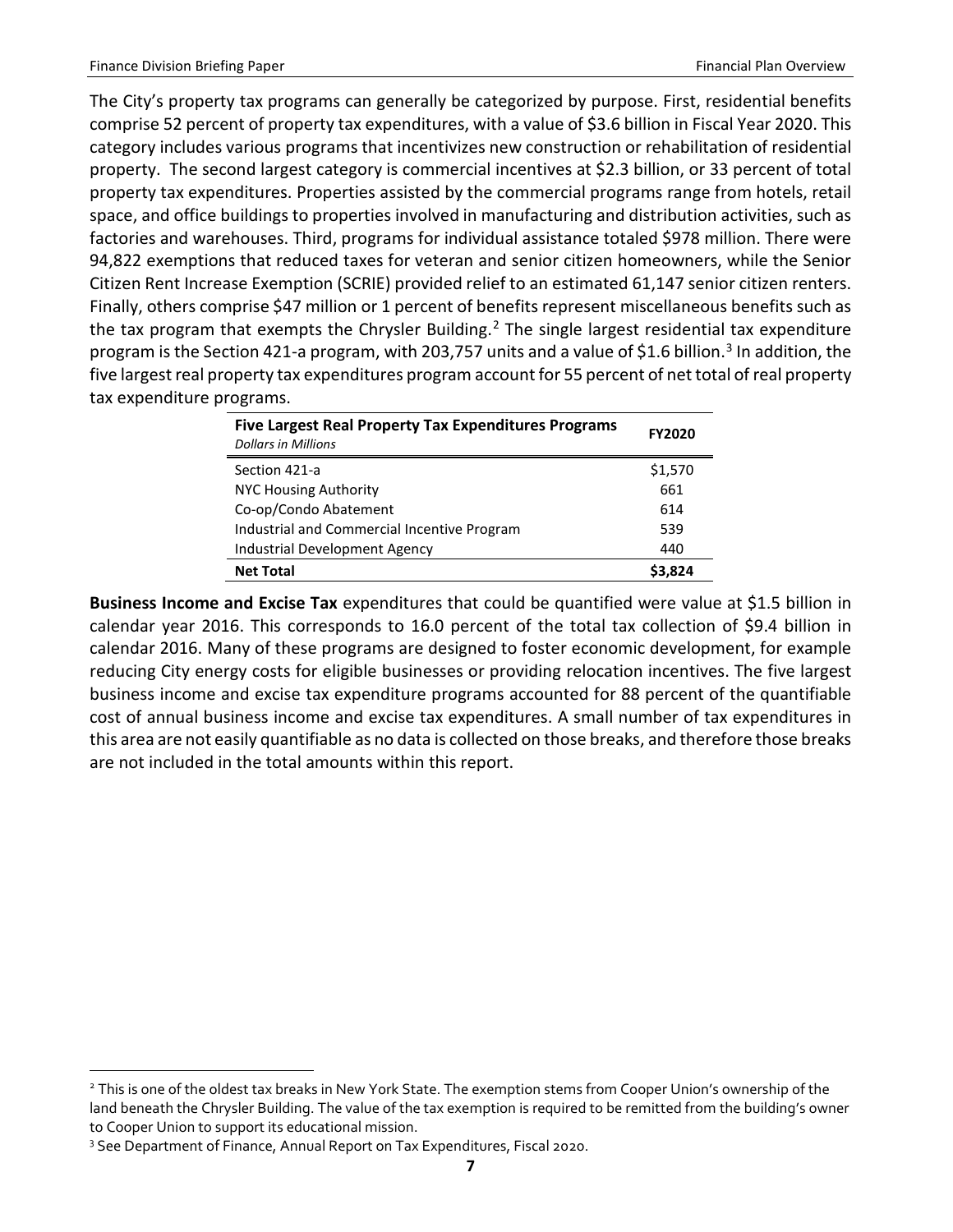The City's property tax programs can generally be categorized by purpose. First, residential benefits comprise 52 percent of property tax expenditures, with a value of $3.6 billion in Fiscal Year 2020. This category includes various programs that incentivizes new construction or rehabilitation of residential property. The second largest category is commercial incentives at $2.3 billion, or 33 percent of total property tax expenditures. Properties assisted by the commercial programs range from hotels, retail space, and office buildings to properties involved in manufacturing and distribution activities, such as factories and warehouses. Third, programs for individual assistance totaled $978 million. There were 94,822 exemptions that reduced taxes for veteran and senior citizen homeowners, while the Senior Citizen Rent Increase Exemption (SCRIE) provided relief to an estimated 61,147 senior citizen renters. Finally, others comprise $47 million or 1 percent of benefits represent miscellaneous benefits such as the tax program that exempts the Chrysler Building.[2] The single largest residential tax expenditure program is the Section 421-a program, with 203,757 units and a value of $1.6 billion.[3] In addition, the five largest real property tax expenditures program account for 55 percent of net total of real property tax expenditure programs.

| **Five Largest Real Property Tax Expenditures Programs** *Dollars in Millions* | **FY2020** |
|---|---|
| Section 421-a | $1,570 |
| NYC Housing Authority | 661 |
| Co-op/Condo Abatement | 614 |
| Industrial and Commercial Incentive Program | 539 |
| Industrial Development Agency | 440 |
| **Net Total** | **$3,824** |

**Business Income and Excise Tax** expenditures that could be quantified were value at $1.5 billion in calendar year 2016. This corresponds to 16.0 percent of the total tax collection of $9.4 billion in calendar 2016. Many of these programs are designed to foster economic development, for example reducing City energy costs for eligible businesses or providing relocation incentives. The five largest business income and excise tax expenditure programs accounted for 88 percent of the quantifiable cost of annual business income and excise tax expenditures. A small number of tax expenditures in this area are not easily quantifiable as no data is collected on those breaks, and therefore those breaks are not included in the total amounts within this report.

[2] This is one of the oldest tax breaks in New York State. The exemption stems from Cooper Union's ownership of the land beneath the Chrysler Building. The value of the tax exemption is required to be remitted from the building's owner to Cooper Union to support its educational mission.

[3] See Department of Finance, Annual Report on Tax Expenditures, Fiscal 2020.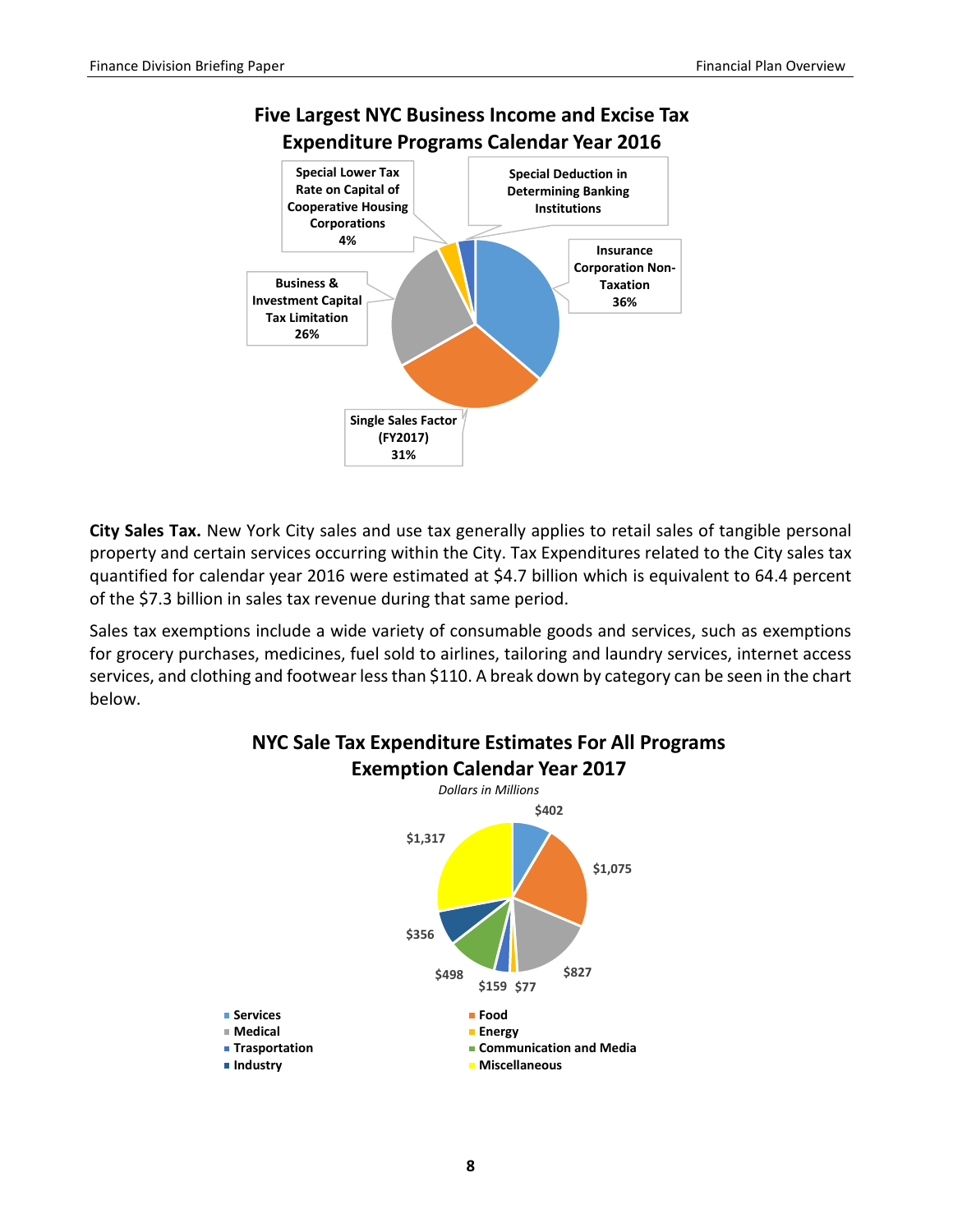**Five Largest NYC Business Income and Excise Tax Expenditure Programs Calendar Year 2016**

| Program | Share |
| --- | --- |
| Insurance Corporation Non-Taxation | 36% |
| Single Sales Factor (FY2017) | 31% |
| Business & Investment Capital Tax Limitation | 26% |
| Special Lower Tax Rate on Capital of Cooperative Housing Corporations | 4% |
| Special Deduction in Determining Banking Institutions | |

**City Sales Tax.** New York City sales and use tax generally applies to retail sales of tangible personal property and certain services occurring within the City. Tax Expenditures related to the City sales tax quantified for calendar year 2016 were estimated at $4.7 billion which is equivalent to 64.4 percent of the $7.3 billion in sales tax revenue during that same period.

Sales tax exemptions include a wide variety of consumable goods and services, such as exemptions for grocery purchases, medicines, fuel sold to airlines, tailoring and laundry services, internet access services, and clothing and footwear less than $110. A break down by category can be seen in the chart below.

**NYC Sale Tax Expenditure Estimates For All Programs Exemption Calendar Year 2017**

*Dollars in Millions*

| Category | Amount |
| --- | --- |
| Services | $402 |
| Food | $1,075 |
| Medical | $827 |
| Energy | $77 |
| Trasportation | $159 |
| Communication and Media | $498 |
| Industry | $356 |
| Miscellaneous | $1,317 |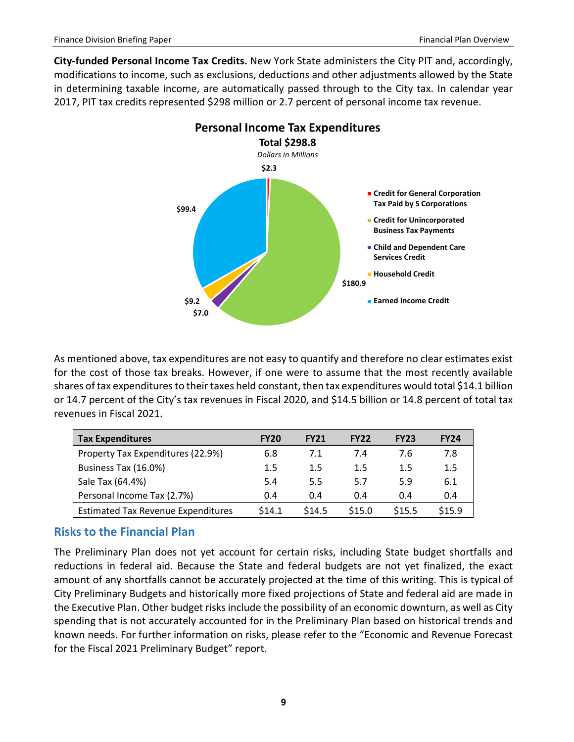**City-funded Personal Income Tax Credits.** New York State administers the City PIT and, accordingly, modifications to income, such as exclusions, deductions and other adjustments allowed by the State in determining taxable income, are automatically passed through to the City tax. In calendar year 2017, PIT tax credits represented $298 million or 2.7 percent of personal income tax revenue.

**Personal Income Tax Expenditures**

**Total $298.8**

*Dollars in Millions*

- Credit for General Corporation Tax Paid by S Corporations: $2.3
- Credit for Unincorporated Business Tax Payments: $180.9
- Child and Dependent Care Services Credit: $7.0
- Household Credit: $9.2
- Earned Income Credit: $99.4

As mentioned above, tax expenditures are not easy to quantify and therefore no clear estimates exist for the cost of those tax breaks. However, if one were to assume that the most recently available shares of tax expenditures to their taxes held constant, then tax expenditures would total $14.1 billion or 14.7 percent of the City's tax revenues in Fiscal 2020, and $14.5 billion or 14.8 percent of total tax revenues in Fiscal 2021.

| Tax Expenditures | FY20 | FY21 | FY22 | FY23 | FY24 |
|---|---|---|---|---|---|
| Property Tax Expenditures (22.9%) | 6.8 | 7.1 | 7.4 | 7.6 | 7.8 |
| Business Tax (16.0%) | 1.5 | 1.5 | 1.5 | 1.5 | 1.5 |
| Sale Tax (64.4%) | 5.4 | 5.5 | 5.7 | 5.9 | 6.1 |
| Personal Income Tax (2.7%) | 0.4 | 0.4 | 0.4 | 0.4 | 0.4 |
| Estimated Tax Revenue Expenditures | $14.1 | $14.5 | $15.0 | $15.5 | $15.9 |

## Risks to the Financial Plan

The Preliminary Plan does not yet account for certain risks, including State budget shortfalls and reductions in federal aid. Because the State and federal budgets are not yet finalized, the exact amount of any shortfalls cannot be accurately projected at the time of this writing. This is typical of City Preliminary Budgets and historically more fixed projections of State and federal aid are made in the Executive Plan. Other budget risks include the possibility of an economic downturn, as well as City spending that is not accurately accounted for in the Preliminary Plan based on historical trends and known needs. For further information on risks, please refer to the "Economic and Revenue Forecast for the Fiscal 2021 Preliminary Budget" report.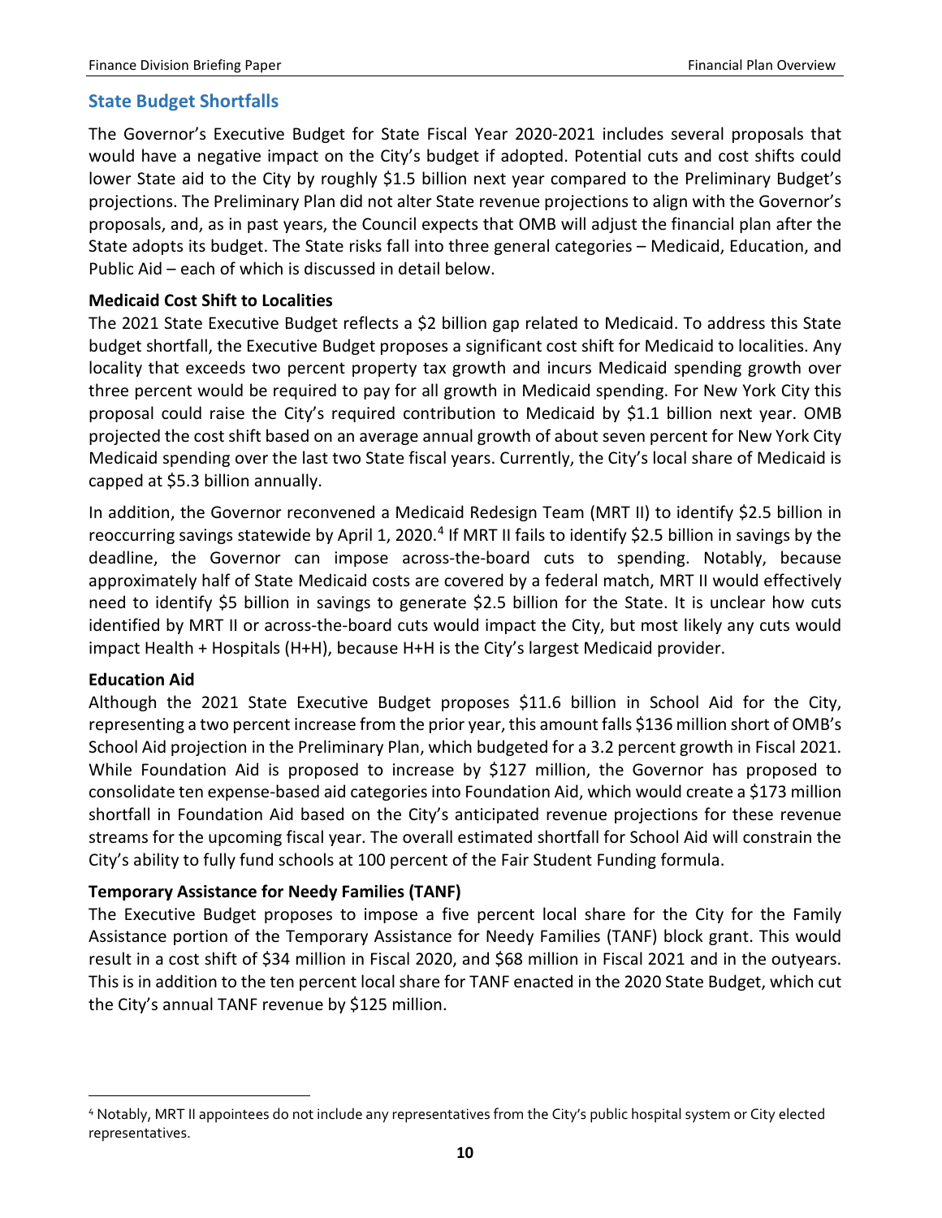## State Budget Shortfalls

The Governor's Executive Budget for State Fiscal Year 2020-2021 includes several proposals that would have a negative impact on the City's budget if adopted. Potential cuts and cost shifts could lower State aid to the City by roughly $1.5 billion next year compared to the Preliminary Budget's projections. The Preliminary Plan did not alter State revenue projections to align with the Governor's proposals, and, as in past years, the Council expects that OMB will adjust the financial plan after the State adopts its budget. The State risks fall into three general categories – Medicaid, Education, and Public Aid – each of which is discussed in detail below.

### Medicaid Cost Shift to Localities

The 2021 State Executive Budget reflects a $2 billion gap related to Medicaid. To address this State budget shortfall, the Executive Budget proposes a significant cost shift for Medicaid to localities. Any locality that exceeds two percent property tax growth and incurs Medicaid spending growth over three percent would be required to pay for all growth in Medicaid spending. For New York City this proposal could raise the City's required contribution to Medicaid by $1.1 billion next year. OMB projected the cost shift based on an average annual growth of about seven percent for New York City Medicaid spending over the last two State fiscal years. Currently, the City's local share of Medicaid is capped at $5.3 billion annually.

In addition, the Governor reconvened a Medicaid Redesign Team (MRT II) to identify $2.5 billion in reoccurring savings statewide by April 1, 2020.[4] If MRT II fails to identify $2.5 billion in savings by the deadline, the Governor can impose across-the-board cuts to spending. Notably, because approximately half of State Medicaid costs are covered by a federal match, MRT II would effectively need to identify $5 billion in savings to generate $2.5 billion for the State. It is unclear how cuts identified by MRT II or across-the-board cuts would impact the City, but most likely any cuts would impact Health + Hospitals (H+H), because H+H is the City's largest Medicaid provider.

### Education Aid

Although the 2021 State Executive Budget proposes $11.6 billion in School Aid for the City, representing a two percent increase from the prior year, this amount falls $136 million short of OMB's School Aid projection in the Preliminary Plan, which budgeted for a 3.2 percent growth in Fiscal 2021. While Foundation Aid is proposed to increase by $127 million, the Governor has proposed to consolidate ten expense-based aid categories into Foundation Aid, which would create a $173 million shortfall in Foundation Aid based on the City's anticipated revenue projections for these revenue streams for the upcoming fiscal year. The overall estimated shortfall for School Aid will constrain the City's ability to fully fund schools at 100 percent of the Fair Student Funding formula.

### Temporary Assistance for Needy Families (TANF)

The Executive Budget proposes to impose a five percent local share for the City for the Family Assistance portion of the Temporary Assistance for Needy Families (TANF) block grant. This would result in a cost shift of $34 million in Fiscal 2020, and $68 million in Fiscal 2021 and in the outyears. This is in addition to the ten percent local share for TANF enacted in the 2020 State Budget, which cut the City's annual TANF revenue by $125 million.

---

[4] Notably, MRT II appointees do not include any representatives from the City's public hospital system or City elected representatives.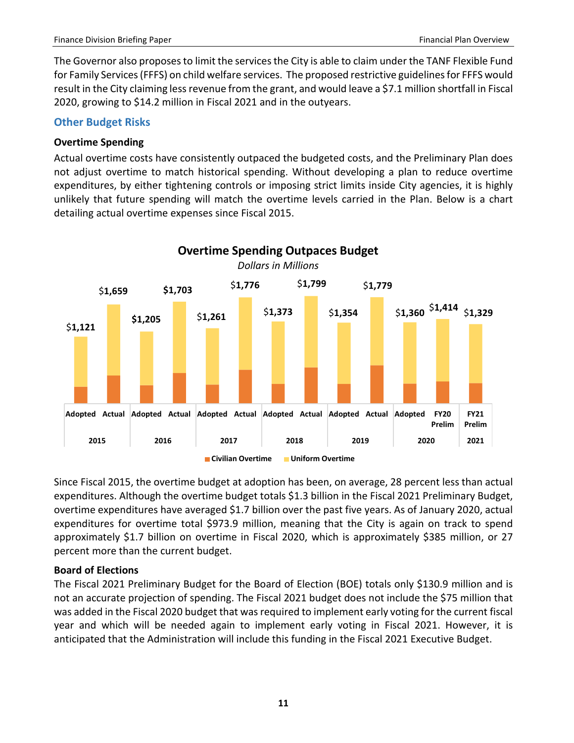The Governor also proposes to limit the services the City is able to claim under the TANF Flexible Fund for Family Services (FFFS) on child welfare services. The proposed restrictive guidelines for FFFS would result in the City claiming less revenue from the grant, and would leave a $7.1 million shortfall in Fiscal 2020, growing to $14.2 million in Fiscal 2021 and in the outyears.

## Other Budget Risks

### Overtime Spending

Actual overtime costs have consistently outpaced the budgeted costs, and the Preliminary Plan does not adjust overtime to match historical spending. Without developing a plan to reduce overtime expenditures, by either tightening controls or imposing strict limits inside City agencies, it is highly unlikely that future spending will match the overtime levels carried in the Plan. Below is a chart detailing actual overtime expenses since Fiscal 2015.

**Overtime Spending Outpaces Budget**

*Dollars in Millions*

| Year | Category | Total (Civilian Overtime + Uniform Overtime) |
|---|---|---|
| 2015 | Adopted | $1,121 |
| 2015 | Actual | $1,659 |
| 2016 | Adopted | $1,205 |
| 2016 | Actual | $1,703 |
| 2017 | Adopted | $1,261 |
| 2017 | Actual | $1,776 |
| 2018 | Adopted | $1,373 |
| 2018 | Actual | $1,799 |
| 2019 | Adopted | $1,354 |
| 2019 | Actual | $1,779 |
| 2020 | Adopted | $1,360 |
| 2020 | FY20 Prelim | $1,414 |
| 2021 | FY21 Prelim | $1,329 |

Since Fiscal 2015, the overtime budget at adoption has been, on average, 28 percent less than actual expenditures. Although the overtime budget totals $1.3 billion in the Fiscal 2021 Preliminary Budget, overtime expenditures have averaged $1.7 billion over the past five years. As of January 2020, actual expenditures for overtime total $973.9 million, meaning that the City is again on track to spend approximately $1.7 billion on overtime in Fiscal 2020, which is approximately $385 million, or 27 percent more than the current budget.

### Board of Elections

The Fiscal 2021 Preliminary Budget for the Board of Election (BOE) totals only $130.9 million and is not an accurate projection of spending. The Fiscal 2021 budget does not include the $75 million that was added in the Fiscal 2020 budget that was required to implement early voting for the current fiscal year and which will be needed again to implement early voting in Fiscal 2021. However, it is anticipated that the Administration will include this funding in the Fiscal 2021 Executive Budget.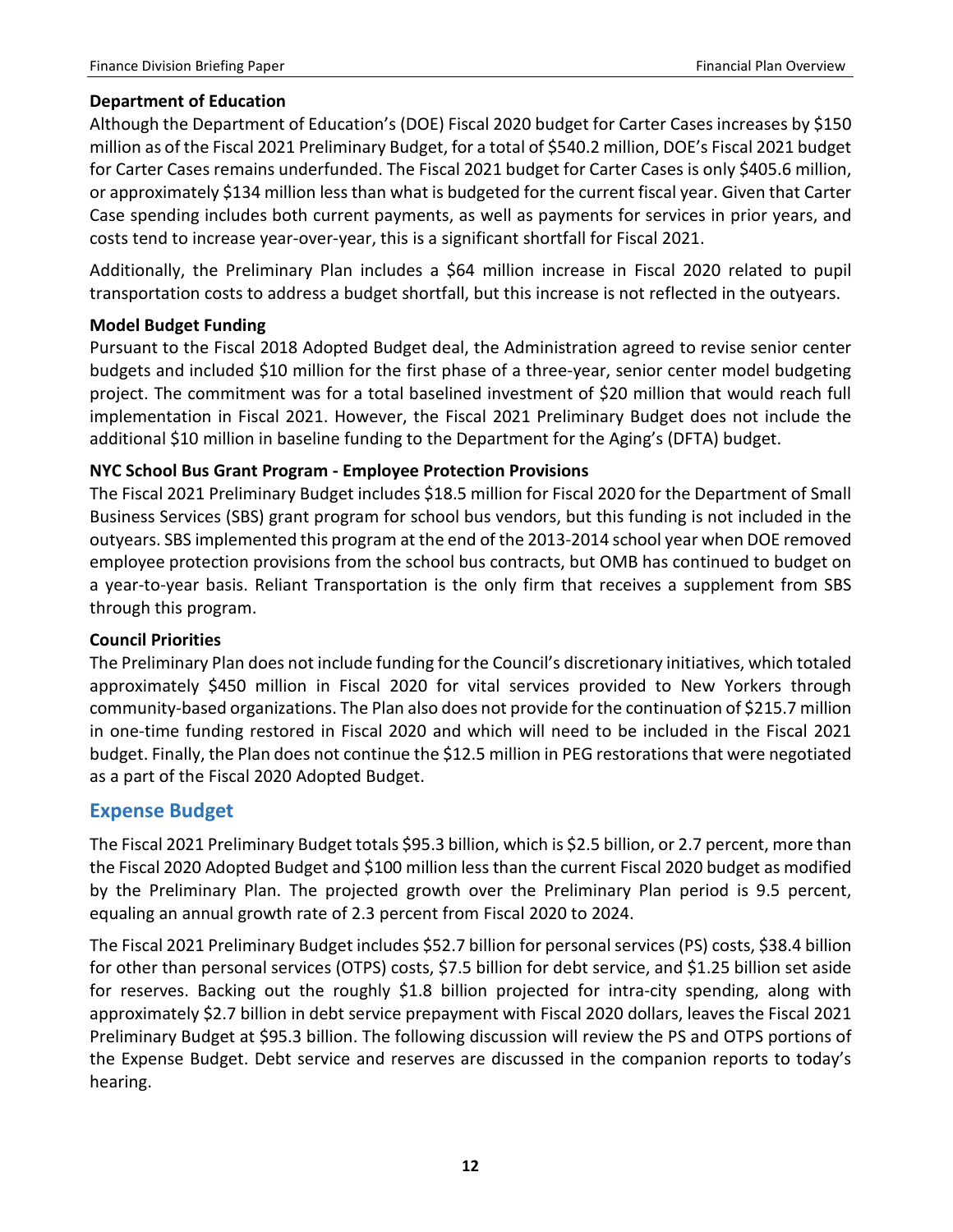**Department of Education**

Although the Department of Education's (DOE) Fiscal 2020 budget for Carter Cases increases by $150 million as of the Fiscal 2021 Preliminary Budget, for a total of $540.2 million, DOE's Fiscal 2021 budget for Carter Cases remains underfunded. The Fiscal 2021 budget for Carter Cases is only $405.6 million, or approximately $134 million less than what is budgeted for the current fiscal year. Given that Carter Case spending includes both current payments, as well as payments for services in prior years, and costs tend to increase year-over-year, this is a significant shortfall for Fiscal 2021.

Additionally, the Preliminary Plan includes a $64 million increase in Fiscal 2020 related to pupil transportation costs to address a budget shortfall, but this increase is not reflected in the outyears.

**Model Budget Funding**

Pursuant to the Fiscal 2018 Adopted Budget deal, the Administration agreed to revise senior center budgets and included $10 million for the first phase of a three-year, senior center model budgeting project. The commitment was for a total baselined investment of $20 million that would reach full implementation in Fiscal 2021. However, the Fiscal 2021 Preliminary Budget does not include the additional $10 million in baseline funding to the Department for the Aging's (DFTA) budget.

**NYC School Bus Grant Program - Employee Protection Provisions**

The Fiscal 2021 Preliminary Budget includes $18.5 million for Fiscal 2020 for the Department of Small Business Services (SBS) grant program for school bus vendors, but this funding is not included in the outyears. SBS implemented this program at the end of the 2013-2014 school year when DOE removed employee protection provisions from the school bus contracts, but OMB has continued to budget on a year-to-year basis. Reliant Transportation is the only firm that receives a supplement from SBS through this program.

**Council Priorities**

The Preliminary Plan does not include funding for the Council's discretionary initiatives, which totaled approximately $450 million in Fiscal 2020 for vital services provided to New Yorkers through community-based organizations. The Plan also does not provide for the continuation of $215.7 million in one-time funding restored in Fiscal 2020 and which will need to be included in the Fiscal 2021 budget. Finally, the Plan does not continue the $12.5 million in PEG restorations that were negotiated as a part of the Fiscal 2020 Adopted Budget.

## Expense Budget

The Fiscal 2021 Preliminary Budget totals $95.3 billion, which is $2.5 billion, or 2.7 percent, more than the Fiscal 2020 Adopted Budget and $100 million less than the current Fiscal 2020 budget as modified by the Preliminary Plan. The projected growth over the Preliminary Plan period is 9.5 percent, equaling an annual growth rate of 2.3 percent from Fiscal 2020 to 2024.

The Fiscal 2021 Preliminary Budget includes $52.7 billion for personal services (PS) costs, $38.4 billion for other than personal services (OTPS) costs, $7.5 billion for debt service, and $1.25 billion set aside for reserves. Backing out the roughly $1.8 billion projected for intra-city spending, along with approximately $2.7 billion in debt service prepayment with Fiscal 2020 dollars, leaves the Fiscal 2021 Preliminary Budget at $95.3 billion. The following discussion will review the PS and OTPS portions of the Expense Budget. Debt service and reserves are discussed in the companion reports to today's hearing.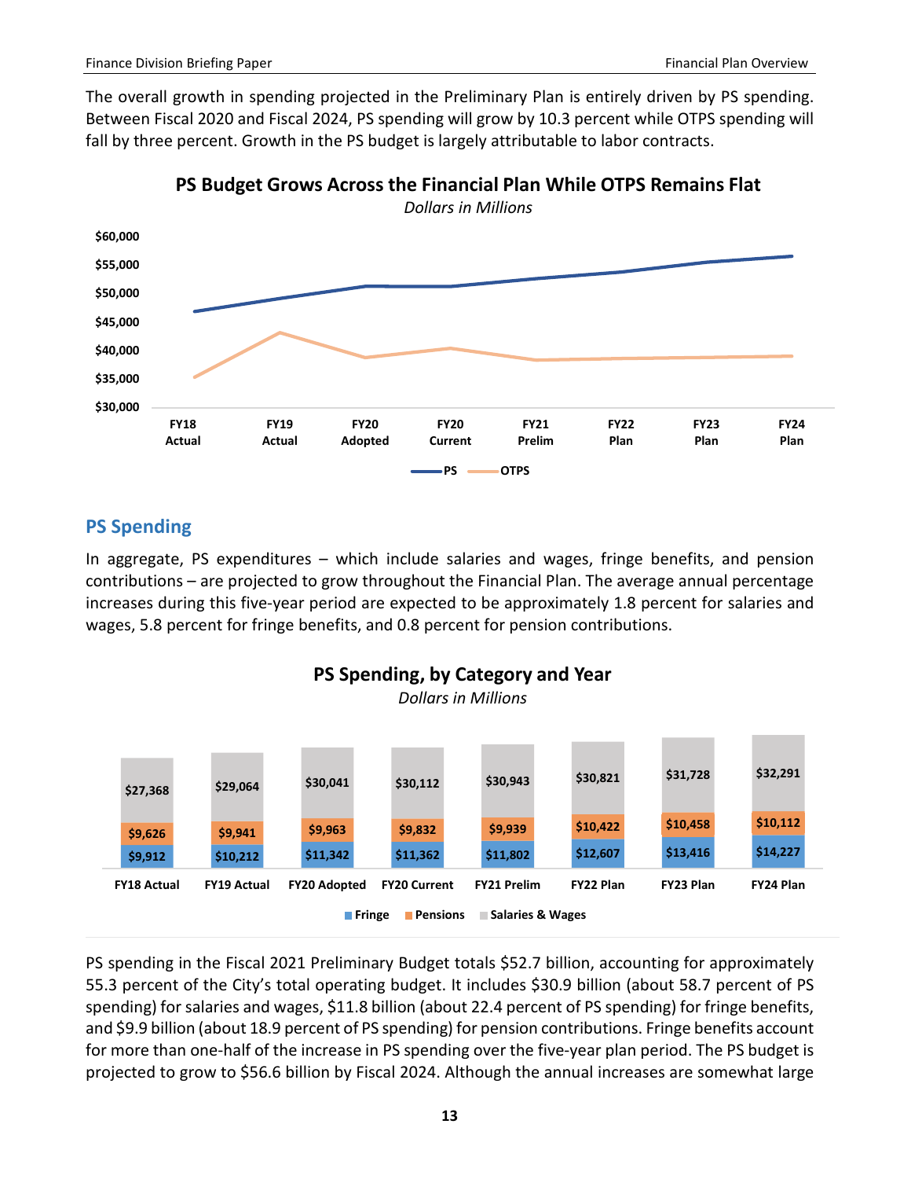The overall growth in spending projected in the Preliminary Plan is entirely driven by PS spending. Between Fiscal 2020 and Fiscal 2024, PS spending will grow by 10.3 percent while OTPS spending will fall by three percent. Growth in the PS budget is largely attributable to labor contracts.

**PS Budget Grows Across the Financial Plan While OTPS Remains Flat**

*Dollars in Millions*

## PS Spending

In aggregate, PS expenditures – which include salaries and wages, fringe benefits, and pension contributions – are projected to grow throughout the Financial Plan. The average annual percentage increases during this five-year period are expected to be approximately 1.8 percent for salaries and wages, 5.8 percent for fringe benefits, and 0.8 percent for pension contributions.

**PS Spending, by Category and Year**

*Dollars in Millions*

| | FY18 Actual | FY19 Actual | FY20 Adopted | FY20 Current | FY21 Prelim | FY22 Plan | FY23 Plan | FY24 Plan |
|---|---|---|---|---|---|---|---|---|
| Salaries & Wages | $27,368 | $29,064 | $30,041 | $30,112 | $30,943 | $30,821 | $31,728 | $32,291 |
| Pensions | $9,626 | $9,941 | $9,963 | $9,832 | $9,939 | $10,422 | $10,458 | $10,112 |
| Fringe | $9,912 | $10,212 | $11,342 | $11,362 | $11,802 | $12,607 | $13,416 | $14,227 |

PS spending in the Fiscal 2021 Preliminary Budget totals $52.7 billion, accounting for approximately 55.3 percent of the City's total operating budget. It includes $30.9 billion (about 58.7 percent of PS spending) for salaries and wages, $11.8 billion (about 22.4 percent of PS spending) for fringe benefits, and $9.9 billion (about 18.9 percent of PS spending) for pension contributions. Fringe benefits account for more than one-half of the increase in PS spending over the five-year plan period. The PS budget is projected to grow to $56.6 billion by Fiscal 2024. Although the annual increases are somewhat large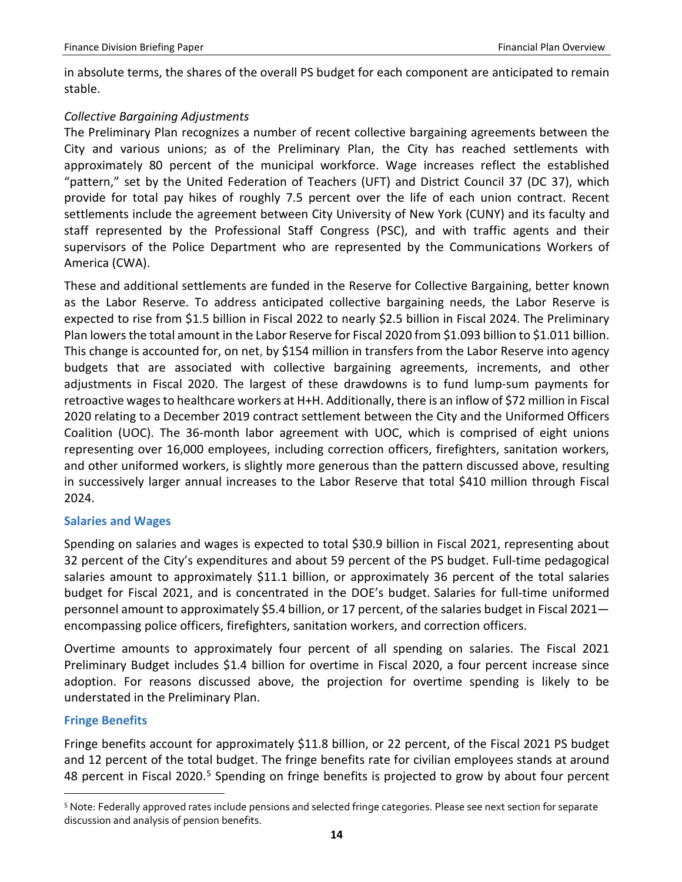in absolute terms, the shares of the overall PS budget for each component are anticipated to remain stable.

*Collective Bargaining Adjustments*

The Preliminary Plan recognizes a number of recent collective bargaining agreements between the City and various unions; as of the Preliminary Plan, the City has reached settlements with approximately 80 percent of the municipal workforce. Wage increases reflect the established "pattern," set by the United Federation of Teachers (UFT) and District Council 37 (DC 37), which provide for total pay hikes of roughly 7.5 percent over the life of each union contract. Recent settlements include the agreement between City University of New York (CUNY) and its faculty and staff represented by the Professional Staff Congress (PSC), and with traffic agents and their supervisors of the Police Department who are represented by the Communications Workers of America (CWA).

These and additional settlements are funded in the Reserve for Collective Bargaining, better known as the Labor Reserve. To address anticipated collective bargaining needs, the Labor Reserve is expected to rise from $1.5 billion in Fiscal 2022 to nearly $2.5 billion in Fiscal 2024. The Preliminary Plan lowers the total amount in the Labor Reserve for Fiscal 2020 from $1.093 billion to $1.011 billion. This change is accounted for, on net, by $154 million in transfers from the Labor Reserve into agency budgets that are associated with collective bargaining agreements, increments, and other adjustments in Fiscal 2020. The largest of these drawdowns is to fund lump-sum payments for retroactive wages to healthcare workers at H+H. Additionally, there is an inflow of $72 million in Fiscal 2020 relating to a December 2019 contract settlement between the City and the Uniformed Officers Coalition (UOC). The 36-month labor agreement with UOC, which is comprised of eight unions representing over 16,000 employees, including correction officers, firefighters, sanitation workers, and other uniformed workers, is slightly more generous than the pattern discussed above, resulting in successively larger annual increases to the Labor Reserve that total $410 million through Fiscal 2024.

### Salaries and Wages

Spending on salaries and wages is expected to total $30.9 billion in Fiscal 2021, representing about 32 percent of the City's expenditures and about 59 percent of the PS budget. Full-time pedagogical salaries amount to approximately $11.1 billion, or approximately 36 percent of the total salaries budget for Fiscal 2021, and is concentrated in the DOE's budget. Salaries for full-time uniformed personnel amount to approximately $5.4 billion, or 17 percent, of the salaries budget in Fiscal 2021—encompassing police officers, firefighters, sanitation workers, and correction officers.

Overtime amounts to approximately four percent of all spending on salaries. The Fiscal 2021 Preliminary Budget includes $1.4 billion for overtime in Fiscal 2020, a four percent increase since adoption. For reasons discussed above, the projection for overtime spending is likely to be understated in the Preliminary Plan.

### Fringe Benefits

Fringe benefits account for approximately $11.8 billion, or 22 percent, of the Fiscal 2021 PS budget and 12 percent of the total budget. The fringe benefits rate for civilian employees stands at around 48 percent in Fiscal 2020.[5] Spending on fringe benefits is projected to grow by about four percent

[5] Note: Federally approved rates include pensions and selected fringe categories. Please see next section for separate discussion and analysis of pension benefits.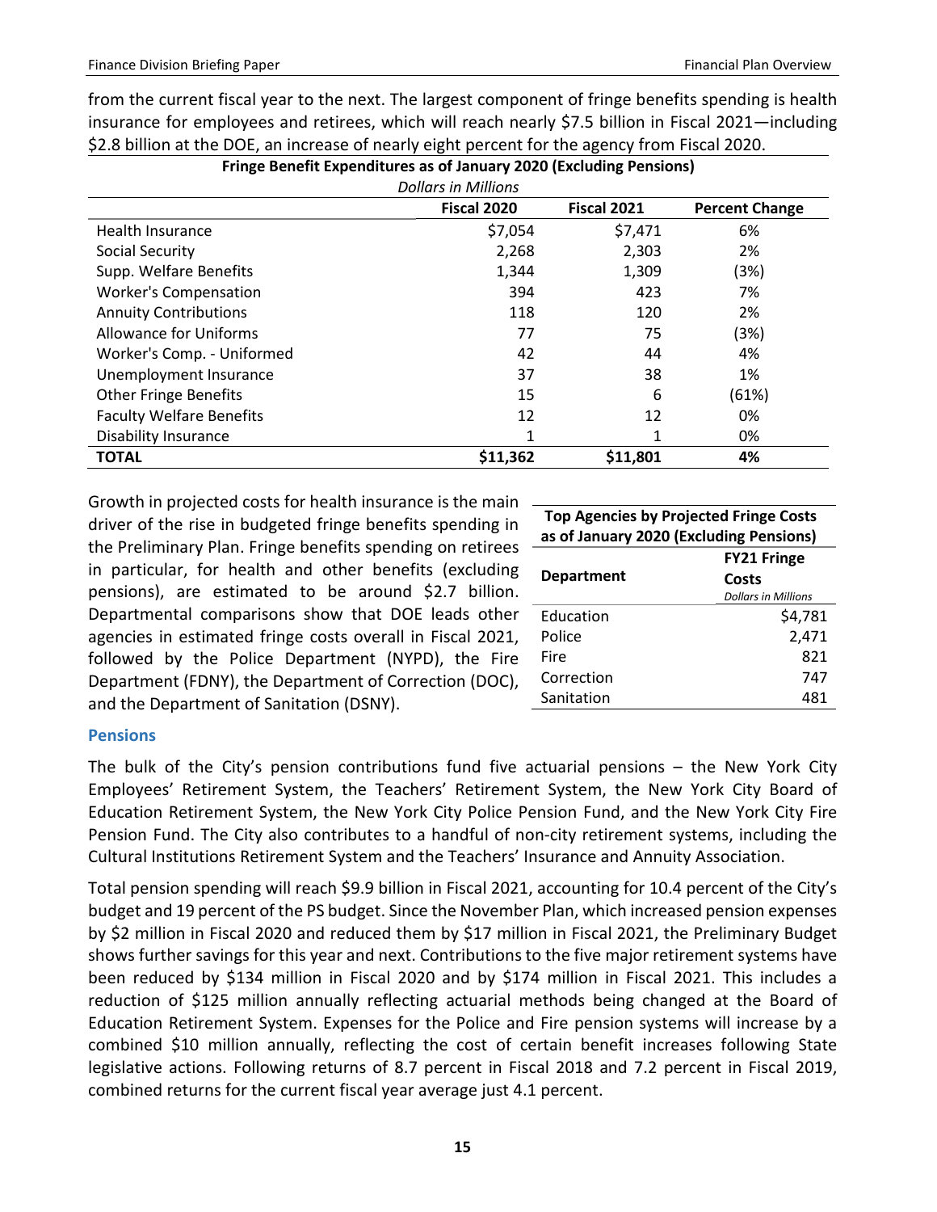from the current fiscal year to the next. The largest component of fringe benefits spending is health insurance for employees and retirees, which will reach nearly $7.5 billion in Fiscal 2021—including $2.8 billion at the DOE, an increase of nearly eight percent for the agency from Fiscal 2020.

**Fringe Benefit Expenditures as of January 2020 (Excluding Pensions)**

*Dollars in Millions*

| | Fiscal 2020 | Fiscal 2021 | Percent Change |
|---|---|---|---|
| Health Insurance | $7,054 | $7,471 | 6% |
| Social Security | 2,268 | 2,303 | 2% |
| Supp. Welfare Benefits | 1,344 | 1,309 | (3%) |
| Worker's Compensation | 394 | 423 | 7% |
| Annuity Contributions | 118 | 120 | 2% |
| Allowance for Uniforms | 77 | 75 | (3%) |
| Worker's Comp. - Uniformed | 42 | 44 | 4% |
| Unemployment Insurance | 37 | 38 | 1% |
| Other Fringe Benefits | 15 | 6 | (61%) |
| Faculty Welfare Benefits | 12 | 12 | 0% |
| Disability Insurance | 1 | 1 | 0% |
| **TOTAL** | **$11,362** | **$11,801** | **4%** |

Growth in projected costs for health insurance is the main driver of the rise in budgeted fringe benefits spending in the Preliminary Plan. Fringe benefits spending on retirees in particular, for health and other benefits (excluding pensions), are estimated to be around $2.7 billion. Departmental comparisons show that DOE leads other agencies in estimated fringe costs overall in Fiscal 2021, followed by the Police Department (NYPD), the Fire Department (FDNY), the Department of Correction (DOC), and the Department of Sanitation (DSNY).

**Top Agencies by Projected Fringe Costs as of January 2020 (Excluding Pensions)**

| Department | FY21 Fringe Costs *Dollars in Millions* |
|---|---|
| Education | $4,781 |
| Police | 2,471 |
| Fire | 821 |
| Correction | 747 |
| Sanitation | 481 |

### Pensions

The bulk of the City's pension contributions fund five actuarial pensions – the New York City Employees' Retirement System, the Teachers' Retirement System, the New York City Board of Education Retirement System, the New York City Police Pension Fund, and the New York City Fire Pension Fund. The City also contributes to a handful of non-city retirement systems, including the Cultural Institutions Retirement System and the Teachers' Insurance and Annuity Association.

Total pension spending will reach $9.9 billion in Fiscal 2021, accounting for 10.4 percent of the City's budget and 19 percent of the PS budget. Since the November Plan, which increased pension expenses by $2 million in Fiscal 2020 and reduced them by $17 million in Fiscal 2021, the Preliminary Budget shows further savings for this year and next. Contributions to the five major retirement systems have been reduced by $134 million in Fiscal 2020 and by $174 million in Fiscal 2021. This includes a reduction of $125 million annually reflecting actuarial methods being changed at the Board of Education Retirement System. Expenses for the Police and Fire pension systems will increase by a combined $10 million annually, reflecting the cost of certain benefit increases following State legislative actions. Following returns of 8.7 percent in Fiscal 2018 and 7.2 percent in Fiscal 2019, combined returns for the current fiscal year average just 4.1 percent.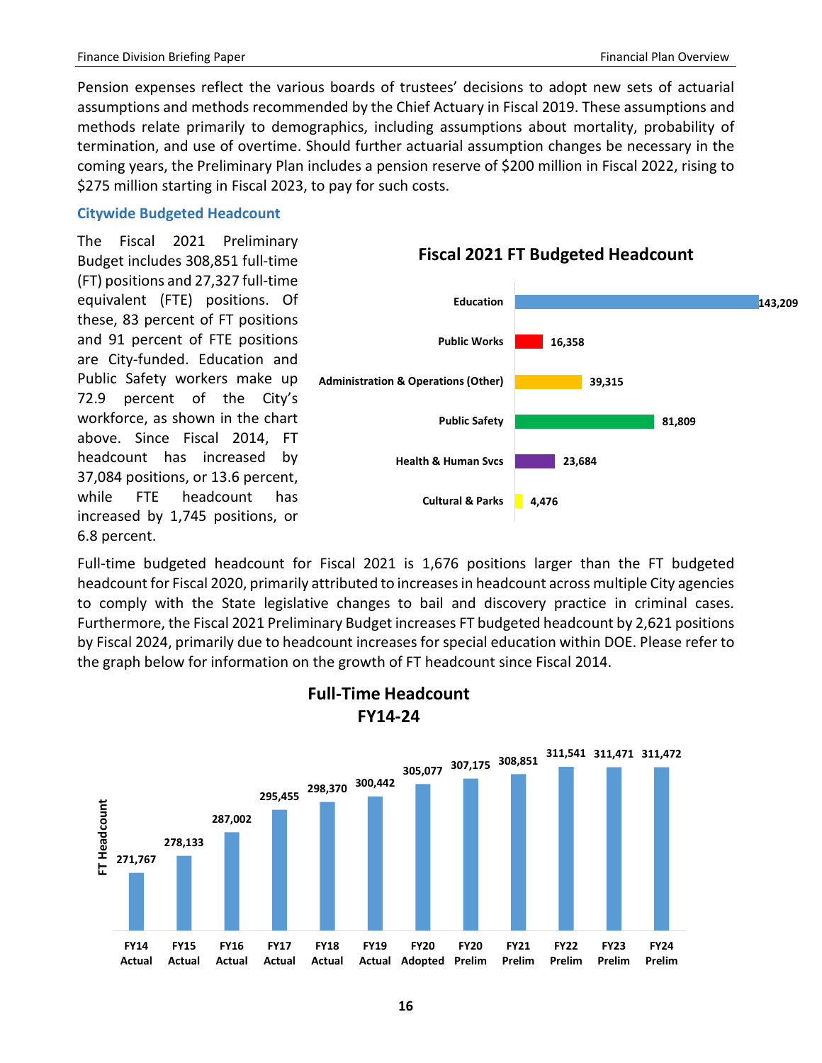Pension expenses reflect the various boards of trustees' decisions to adopt new sets of actuarial assumptions and methods recommended by the Chief Actuary in Fiscal 2019. These assumptions and methods relate primarily to demographics, including assumptions about mortality, probability of termination, and use of overtime. Should further actuarial assumption changes be necessary in the coming years, the Preliminary Plan includes a pension reserve of $200 million in Fiscal 2022, rising to $275 million starting in Fiscal 2023, to pay for such costs.

### Citywide Budgeted Headcount

The Fiscal 2021 Preliminary Budget includes 308,851 full-time (FT) positions and 27,327 full-time equivalent (FTE) positions. Of these, 83 percent of FT positions and 91 percent of FTE positions are City-funded. Education and Public Safety workers make up 72.9 percent of the City's workforce, as shown in the chart above. Since Fiscal 2014, FT headcount has increased by 37,084 positions, or 13.6 percent, while FTE headcount has increased by 1,745 positions, or 6.8 percent.

**Fiscal 2021 FT Budgeted Headcount**

| Category | Headcount |
|---|---|
| Education | 143,209 |
| Public Works | 16,358 |
| Administration & Operations (Other) | 39,315 |
| Public Safety | 81,809 |
| Health & Human Svcs | 23,684 |
| Cultural & Parks | 4,476 |

Full-time budgeted headcount for Fiscal 2021 is 1,676 positions larger than the FT budgeted headcount for Fiscal 2020, primarily attributed to increases in headcount across multiple City agencies to comply with the State legislative changes to bail and discovery practice in criminal cases. Furthermore, the Fiscal 2021 Preliminary Budget increases FT budgeted headcount by 2,621 positions by Fiscal 2024, primarily due to headcount increases for special education within DOE. Please refer to the graph below for information on the growth of FT headcount since Fiscal 2014.

**Full-Time Headcount FY14-24**

| Fiscal Year | FT Headcount |
|---|---|
| FY14 Actual | 271,767 |
| FY15 Actual | 278,133 |
| FY16 Actual | 287,002 |
| FY17 Actual | 295,455 |
| FY18 Actual | 298,370 |
| FY19 Actual | 300,442 |
| FY20 Adopted | 305,077 |
| FY20 Prelim | 307,175 |
| FY21 Prelim | 308,851 |
| FY22 Prelim | 311,541 |
| FY23 Prelim | 311,471 |
| FY24 Prelim | 311,472 |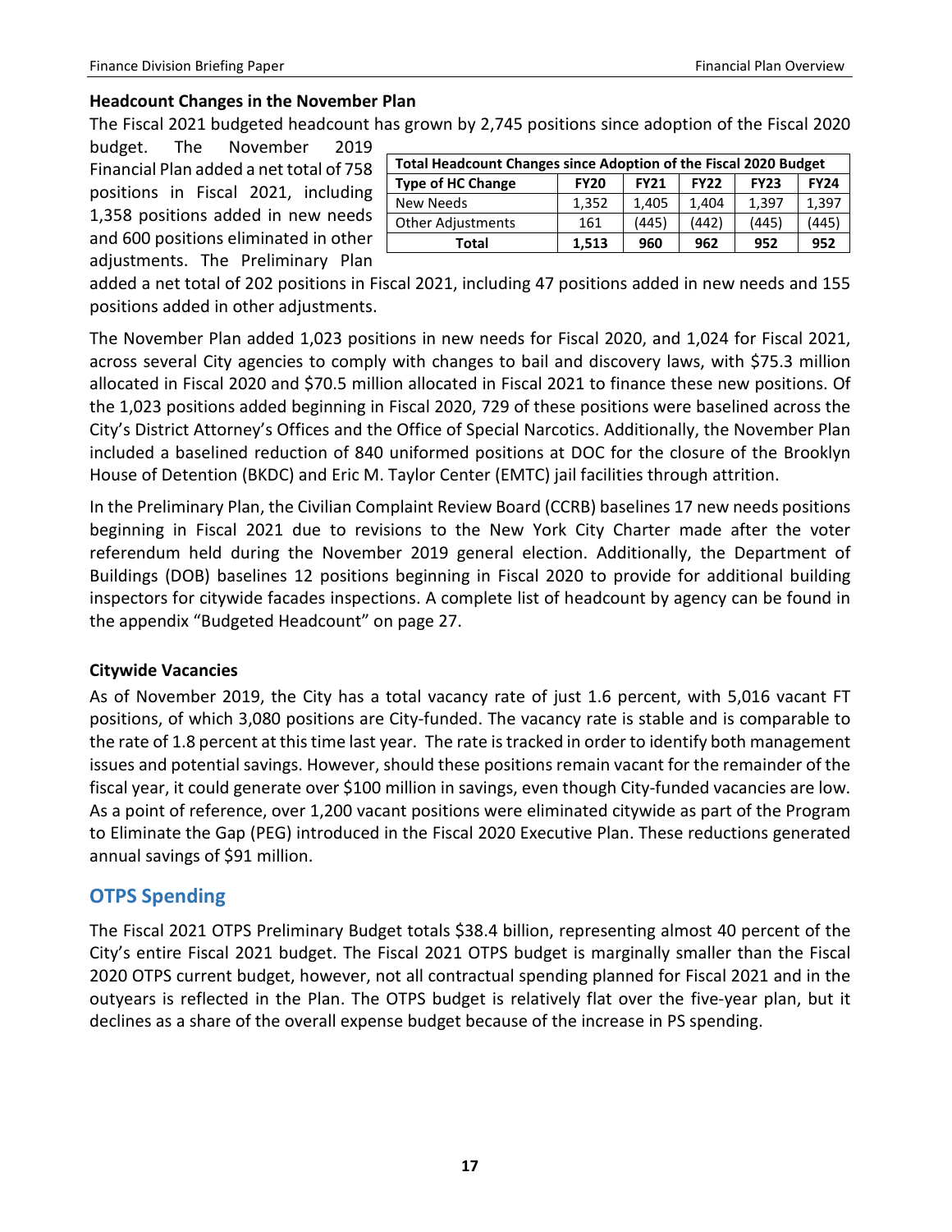### Headcount Changes in the November Plan

The Fiscal 2021 budgeted headcount has grown by 2,745 positions since adoption of the Fiscal 2020 budget. The November 2019 Financial Plan added a net total of 758 positions in Fiscal 2021, including 1,358 positions added in new needs and 600 positions eliminated in other adjustments. The Preliminary Plan added a net total of 202 positions in Fiscal 2021, including 47 positions added in new needs and 155 positions added in other adjustments.

| Total Headcount Changes since Adoption of the Fiscal 2020 Budget | | | | | |
|---|---|---|---|---|---|
| **Type of HC Change** | **FY20** | **FY21** | **FY22** | **FY23** | **FY24** |
| New Needs | 1,352 | 1,405 | 1,404 | 1,397 | 1,397 |
| Other Adjustments | 161 | (445) | (442) | (445) | (445) |
| **Total** | **1,513** | **960** | **962** | **952** | **952** |

The November Plan added 1,023 positions in new needs for Fiscal 2020, and 1,024 for Fiscal 2021, across several City agencies to comply with changes to bail and discovery laws, with $75.3 million allocated in Fiscal 2020 and $70.5 million allocated in Fiscal 2021 to finance these new positions. Of the 1,023 positions added beginning in Fiscal 2020, 729 of these positions were baselined across the City's District Attorney's Offices and the Office of Special Narcotics. Additionally, the November Plan included a baselined reduction of 840 uniformed positions at DOC for the closure of the Brooklyn House of Detention (BKDC) and Eric M. Taylor Center (EMTC) jail facilities through attrition.

In the Preliminary Plan, the Civilian Complaint Review Board (CCRB) baselines 17 new needs positions beginning in Fiscal 2021 due to revisions to the New York City Charter made after the voter referendum held during the November 2019 general election. Additionally, the Department of Buildings (DOB) baselines 12 positions beginning in Fiscal 2020 to provide for additional building inspectors for citywide facades inspections. A complete list of headcount by agency can be found in the appendix "Budgeted Headcount" on page 27.

### Citywide Vacancies

As of November 2019, the City has a total vacancy rate of just 1.6 percent, with 5,016 vacant FT positions, of which 3,080 positions are City-funded. The vacancy rate is stable and is comparable to the rate of 1.8 percent at this time last year. The rate is tracked in order to identify both management issues and potential savings. However, should these positions remain vacant for the remainder of the fiscal year, it could generate over $100 million in savings, even though City-funded vacancies are low. As a point of reference, over 1,200 vacant positions were eliminated citywide as part of the Program to Eliminate the Gap (PEG) introduced in the Fiscal 2020 Executive Plan. These reductions generated annual savings of $91 million.

## OTPS Spending

The Fiscal 2021 OTPS Preliminary Budget totals $38.4 billion, representing almost 40 percent of the City's entire Fiscal 2021 budget. The Fiscal 2021 OTPS budget is marginally smaller than the Fiscal 2020 OTPS current budget, however, not all contractual spending planned for Fiscal 2021 and in the outyears is reflected in the Plan. The OTPS budget is relatively flat over the five-year plan, but it declines as a share of the overall expense budget because of the increase in PS spending.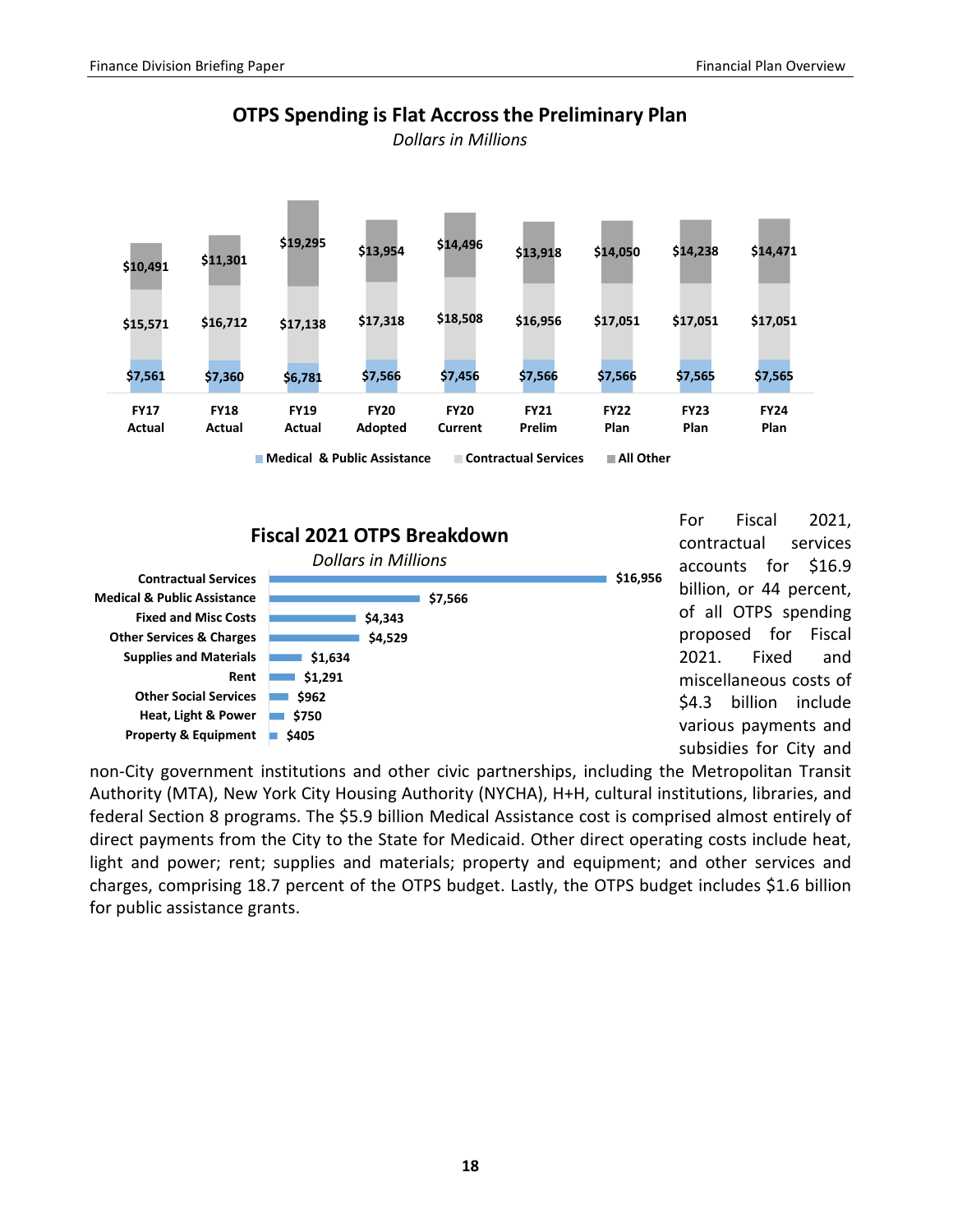## OTPS Spending is Flat Accross the Preliminary Plan

*Dollars in Millions*

| | FY17 Actual | FY18 Actual | FY19 Actual | FY20 Adopted | FY20 Current | FY21 Prelim | FY22 Plan | FY23 Plan | FY24 Plan |
|---|---|---|---|---|---|---|---|---|---|
| All Other | $10,491 | $11,301 | $19,295 | $13,954 | $14,496 | $13,918 | $14,050 | $14,238 | $14,471 |
| Contractual Services | $15,571 | $16,712 | $17,138 | $17,318 | $18,508 | $16,956 | $17,051 | $17,051 | $17,051 |
| Medical & Public Assistance | $7,561 | $7,360 | $6,781 | $7,566 | $7,456 | $7,566 | $7,566 | $7,565 | $7,565 |

## Fiscal 2021 OTPS Breakdown

*Dollars in Millions*

| Category | Amount |
|---|---|
| Contractual Services | $16,956 |
| Medical & Public Assistance | $7,566 |
| Fixed and Misc Costs | $4,343 |
| Other Services & Charges | $4,529 |
| Supplies and Materials | $1,634 |
| Rent | $1,291 |
| Other Social Services | $962 |
| Heat, Light & Power | $750 |
| Property & Equipment | $405 |

For Fiscal 2021, contractual services accounts for $16.9 billion, or 44 percent, of all OTPS spending proposed for Fiscal 2021. Fixed and miscellaneous costs of $4.3 billion include various payments and subsidies for City and non-City government institutions and other civic partnerships, including the Metropolitan Transit Authority (MTA), New York City Housing Authority (NYCHA), H+H, cultural institutions, libraries, and federal Section 8 programs. The $5.9 billion Medical Assistance cost is comprised almost entirely of direct payments from the City to the State for Medicaid. Other direct operating costs include heat, light and power; rent; supplies and materials; property and equipment; and other services and charges, comprising 18.7 percent of the OTPS budget. Lastly, the OTPS budget includes $1.6 billion for public assistance grants.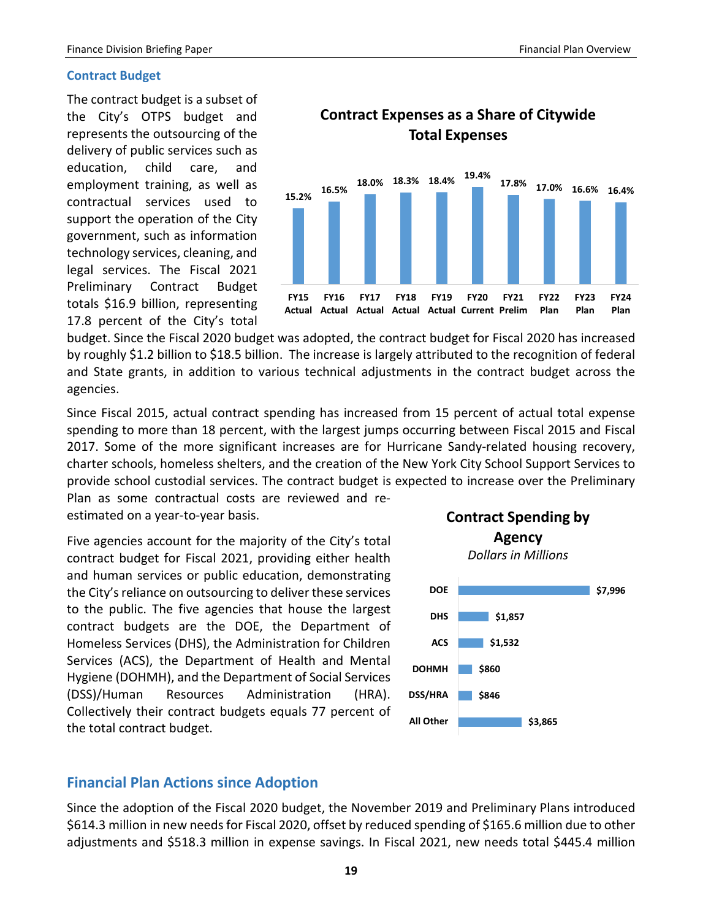## Contract Budget

The contract budget is a subset of the City's OTPS budget and represents the outsourcing of the delivery of public services such as education, child care, and employment training, as well as contractual services used to support the operation of the City government, such as information technology services, cleaning, and legal services. The Fiscal 2021 Preliminary Contract Budget totals $16.9 billion, representing 17.8 percent of the City's total budget. Since the Fiscal 2020 budget was adopted, the contract budget for Fiscal 2020 has increased by roughly $1.2 billion to $18.5 billion. The increase is largely attributed to the recognition of federal and State grants, in addition to various technical adjustments in the contract budget across the agencies.

**Contract Expenses as a Share of Citywide Total Expenses**

| FY15 Actual | FY16 Actual | FY17 Actual | FY18 Actual | FY19 Actual | FY20 Current | FY21 Prelim | FY22 Plan | FY23 Plan | FY24 Plan |
|---|---|---|---|---|---|---|---|---|---|
| 15.2% | 16.5% | 18.0% | 18.3% | 18.4% | 19.4% | 17.8% | 17.0% | 16.6% | 16.4% |

Since Fiscal 2015, actual contract spending has increased from 15 percent of actual total expense spending to more than 18 percent, with the largest jumps occurring between Fiscal 2015 and Fiscal 2017. Some of the more significant increases are for Hurricane Sandy-related housing recovery, charter schools, homeless shelters, and the creation of the New York City School Support Services to provide school custodial services. The contract budget is expected to increase over the Preliminary Plan as some contractual costs are reviewed and re-estimated on a year-to-year basis.

Five agencies account for the majority of the City's total contract budget for Fiscal 2021, providing either health and human services or public education, demonstrating the City's reliance on outsourcing to deliver these services to the public. The five agencies that house the largest contract budgets are the DOE, the Department of Homeless Services (DHS), the Administration for Children Services (ACS), the Department of Health and Mental Hygiene (DOHMH), and the Department of Social Services (DSS)/Human Resources Administration (HRA). Collectively their contract budgets equals 77 percent of the total contract budget.

**Contract Spending by Agency**

*Dollars in Millions*

| Agency | Amount |
|---|---|
| DOE | $7,996 |
| DHS | $1,857 |
| ACS | $1,532 |
| DOHMH | $860 |
| DSS/HRA | $846 |
| All Other | $3,865 |

## Financial Plan Actions since Adoption

Since the adoption of the Fiscal 2020 budget, the November 2019 and Preliminary Plans introduced $614.3 million in new needs for Fiscal 2020, offset by reduced spending of $165.6 million due to other adjustments and $518.3 million in expense savings. In Fiscal 2021, new needs total $445.4 million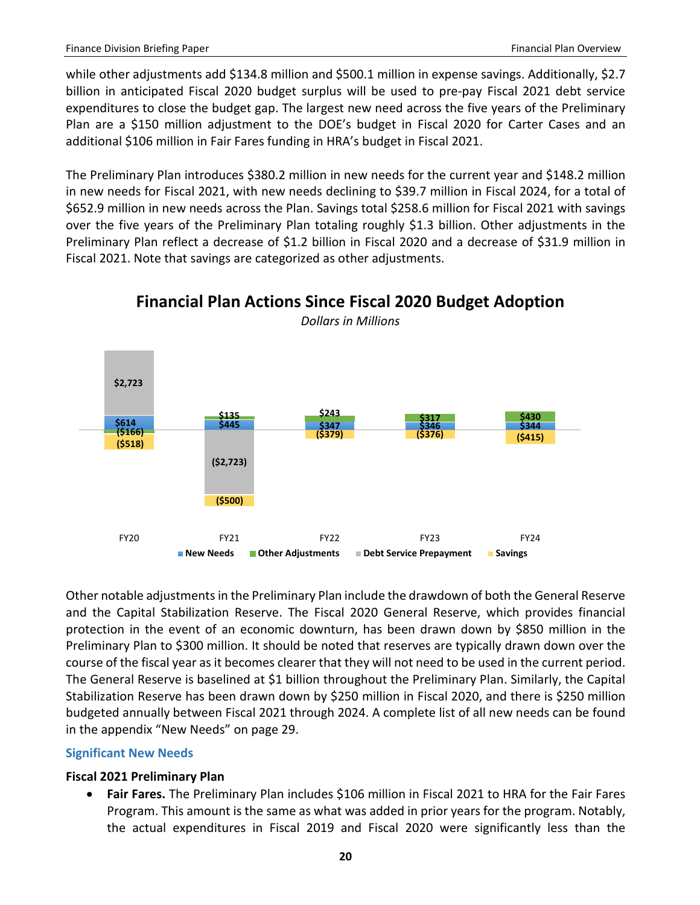while other adjustments add $134.8 million and $500.1 million in expense savings. Additionally, $2.7 billion in anticipated Fiscal 2020 budget surplus will be used to pre-pay Fiscal 2021 debt service expenditures to close the budget gap. The largest new need across the five years of the Preliminary Plan are a $150 million adjustment to the DOE's budget in Fiscal 2020 for Carter Cases and an additional $106 million in Fair Fares funding in HRA's budget in Fiscal 2021.

The Preliminary Plan introduces $380.2 million in new needs for the current year and $148.2 million in new needs for Fiscal 2021, with new needs declining to $39.7 million in Fiscal 2024, for a total of $652.9 million in new needs across the Plan. Savings total $258.6 million for Fiscal 2021 with savings over the five years of the Preliminary Plan totaling roughly $1.3 billion. Other adjustments in the Preliminary Plan reflect a decrease of $1.2 billion in Fiscal 2020 and a decrease of $31.9 million in Fiscal 2021. Note that savings are categorized as other adjustments.

**Financial Plan Actions Since Fiscal 2020 Budget Adoption**

*Dollars in Millions*

| | FY20 | FY21 | FY22 | FY23 | FY24 |
|---|---|---|---|---|---|
| New Needs | $614 | $445 | $347 | $346 | $344 |
| Other Adjustments | ($166) | $135 | $243 | $317 | $430 |
| Debt Service Prepayment | $2,723 | ($2,723) | | | |
| Savings | ($518) | ($500) | ($379) | ($376) | ($415) |

Other notable adjustments in the Preliminary Plan include the drawdown of both the General Reserve and the Capital Stabilization Reserve. The Fiscal 2020 General Reserve, which provides financial protection in the event of an economic downturn, has been drawn down by $850 million in the Preliminary Plan to $300 million. It should be noted that reserves are typically drawn down over the course of the fiscal year as it becomes clearer that they will not need to be used in the current period. The General Reserve is baselined at $1 billion throughout the Preliminary Plan. Similarly, the Capital Stabilization Reserve has been drawn down by $250 million in Fiscal 2020, and there is $250 million budgeted annually between Fiscal 2021 through 2024. A complete list of all new needs can be found in the appendix "New Needs" on page 29.

## Significant New Needs

### Fiscal 2021 Preliminary Plan

- **Fair Fares.** The Preliminary Plan includes $106 million in Fiscal 2021 to HRA for the Fair Fares Program. This amount is the same as what was added in prior years for the program. Notably, the actual expenditures in Fiscal 2019 and Fiscal 2020 were significantly less than the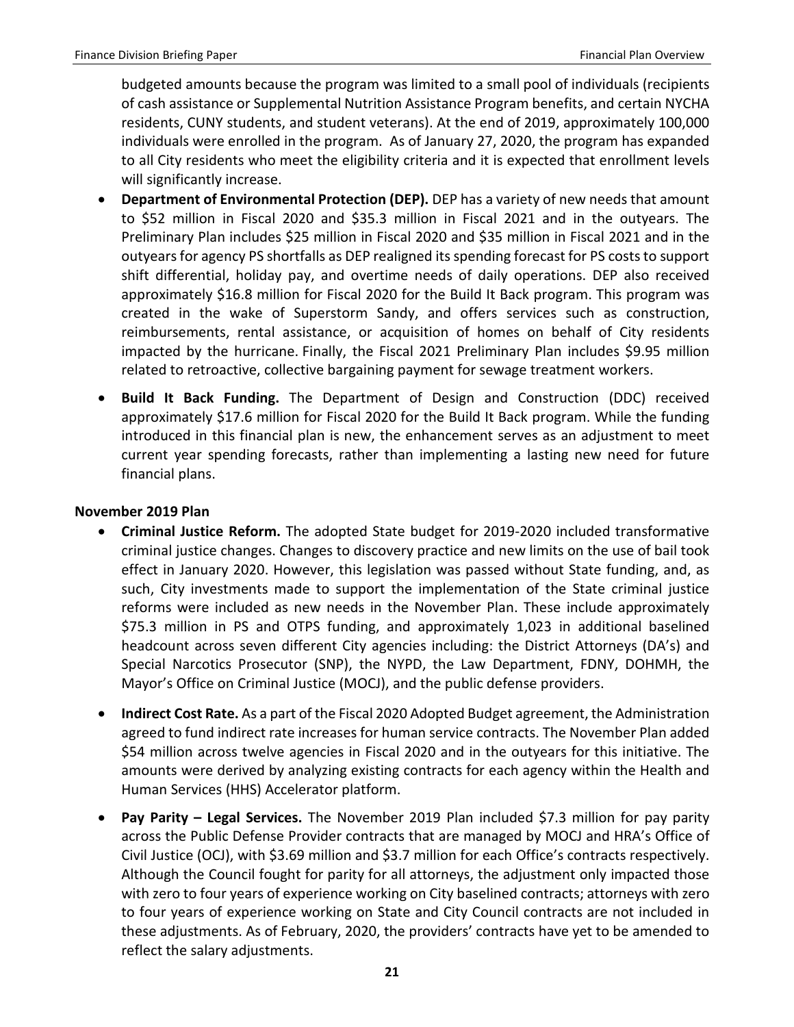budgeted amounts because the program was limited to a small pool of individuals (recipients of cash assistance or Supplemental Nutrition Assistance Program benefits, and certain NYCHA residents, CUNY students, and student veterans). At the end of 2019, approximately 100,000 individuals were enrolled in the program. As of January 27, 2020, the program has expanded to all City residents who meet the eligibility criteria and it is expected that enrollment levels will significantly increase.

- **Department of Environmental Protection (DEP).** DEP has a variety of new needs that amount to $52 million in Fiscal 2020 and $35.3 million in Fiscal 2021 and in the outyears. The Preliminary Plan includes $25 million in Fiscal 2020 and $35 million in Fiscal 2021 and in the outyears for agency PS shortfalls as DEP realigned its spending forecast for PS costs to support shift differential, holiday pay, and overtime needs of daily operations. DEP also received approximately $16.8 million for Fiscal 2020 for the Build It Back program. This program was created in the wake of Superstorm Sandy, and offers services such as construction, reimbursements, rental assistance, or acquisition of homes on behalf of City residents impacted by the hurricane. Finally, the Fiscal 2021 Preliminary Plan includes $9.95 million related to retroactive, collective bargaining payment for sewage treatment workers.

- **Build It Back Funding.** The Department of Design and Construction (DDC) received approximately $17.6 million for Fiscal 2020 for the Build It Back program. While the funding introduced in this financial plan is new, the enhancement serves as an adjustment to meet current year spending forecasts, rather than implementing a lasting new need for future financial plans.

**November 2019 Plan**

- **Criminal Justice Reform.** The adopted State budget for 2019-2020 included transformative criminal justice changes. Changes to discovery practice and new limits on the use of bail took effect in January 2020. However, this legislation was passed without State funding, and, as such, City investments made to support the implementation of the State criminal justice reforms were included as new needs in the November Plan. These include approximately $75.3 million in PS and OTPS funding, and approximately 1,023 in additional baselined headcount across seven different City agencies including: the District Attorneys (DA's) and Special Narcotics Prosecutor (SNP), the NYPD, the Law Department, FDNY, DOHMH, the Mayor's Office on Criminal Justice (MOCJ), and the public defense providers.

- **Indirect Cost Rate.** As a part of the Fiscal 2020 Adopted Budget agreement, the Administration agreed to fund indirect rate increases for human service contracts. The November Plan added $54 million across twelve agencies in Fiscal 2020 and in the outyears for this initiative. The amounts were derived by analyzing existing contracts for each agency within the Health and Human Services (HHS) Accelerator platform.

- **Pay Parity – Legal Services.** The November 2019 Plan included $7.3 million for pay parity across the Public Defense Provider contracts that are managed by MOCJ and HRA's Office of Civil Justice (OCJ), with $3.69 million and $3.7 million for each Office's contracts respectively. Although the Council fought for parity for all attorneys, the adjustment only impacted those with zero to four years of experience working on City baselined contracts; attorneys with zero to four years of experience working on State and City Council contracts are not included in these adjustments. As of February, 2020, the providers' contracts have yet to be amended to reflect the salary adjustments.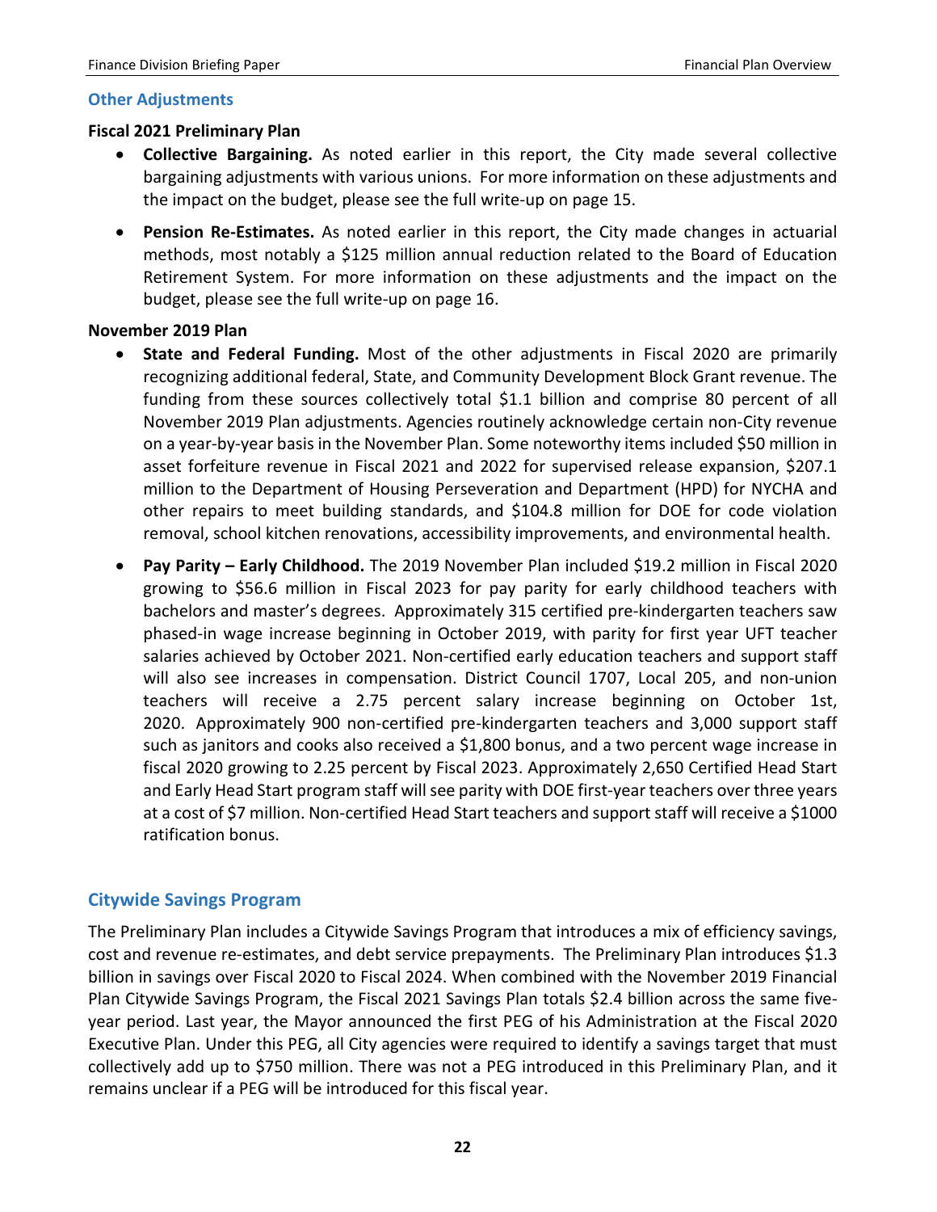## Other Adjustments

**Fiscal 2021 Preliminary Plan**

- **Collective Bargaining.** As noted earlier in this report, the City made several collective bargaining adjustments with various unions. For more information on these adjustments and the impact on the budget, please see the full write-up on page 15.
- **Pension Re-Estimates.** As noted earlier in this report, the City made changes in actuarial methods, most notably a $125 million annual reduction related to the Board of Education Retirement System. For more information on these adjustments and the impact on the budget, please see the full write-up on page 16.

**November 2019 Plan**

- **State and Federal Funding.** Most of the other adjustments in Fiscal 2020 are primarily recognizing additional federal, State, and Community Development Block Grant revenue. The funding from these sources collectively total $1.1 billion and comprise 80 percent of all November 2019 Plan adjustments. Agencies routinely acknowledge certain non-City revenue on a year-by-year basis in the November Plan. Some noteworthy items included $50 million in asset forfeiture revenue in Fiscal 2021 and 2022 for supervised release expansion, $207.1 million to the Department of Housing Perseveration and Department (HPD) for NYCHA and other repairs to meet building standards, and $104.8 million for DOE for code violation removal, school kitchen renovations, accessibility improvements, and environmental health.
- **Pay Parity – Early Childhood.** The 2019 November Plan included $19.2 million in Fiscal 2020 growing to $56.6 million in Fiscal 2023 for pay parity for early childhood teachers with bachelors and master's degrees. Approximately 315 certified pre-kindergarten teachers saw phased-in wage increase beginning in October 2019, with parity for first year UFT teacher salaries achieved by October 2021. Non-certified early education teachers and support staff will also see increases in compensation. District Council 1707, Local 205, and non-union teachers will receive a 2.75 percent salary increase beginning on October 1st, 2020. Approximately 900 non-certified pre-kindergarten teachers and 3,000 support staff such as janitors and cooks also received a $1,800 bonus, and a two percent wage increase in fiscal 2020 growing to 2.25 percent by Fiscal 2023. Approximately 2,650 Certified Head Start and Early Head Start program staff will see parity with DOE first-year teachers over three years at a cost of $7 million. Non-certified Head Start teachers and support staff will receive a $1000 ratification bonus.

## Citywide Savings Program

The Preliminary Plan includes a Citywide Savings Program that introduces a mix of efficiency savings, cost and revenue re-estimates, and debt service prepayments. The Preliminary Plan introduces $1.3 billion in savings over Fiscal 2020 to Fiscal 2024. When combined with the November 2019 Financial Plan Citywide Savings Program, the Fiscal 2021 Savings Plan totals $2.4 billion across the same five-year period. Last year, the Mayor announced the first PEG of his Administration at the Fiscal 2020 Executive Plan. Under this PEG, all City agencies were required to identify a savings target that must collectively add up to $750 million. There was not a PEG introduced in this Preliminary Plan, and it remains unclear if a PEG will be introduced for this fiscal year.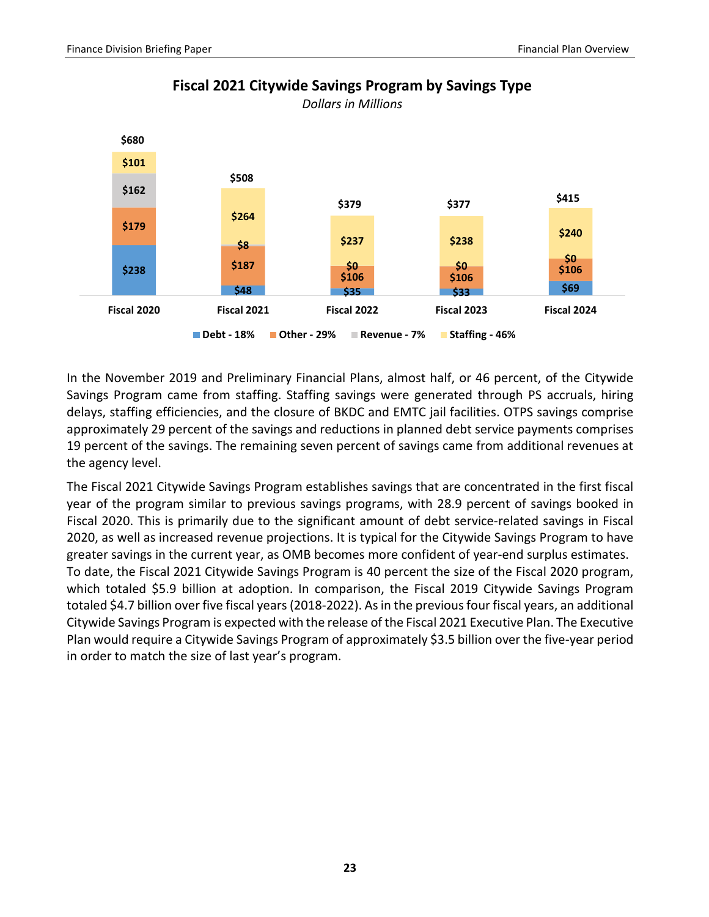**Fiscal 2021 Citywide Savings Program by Savings Type**

*Dollars in Millions*

| | Fiscal 2020 | Fiscal 2021 | Fiscal 2022 | Fiscal 2023 | Fiscal 2024 |
|---|---|---|---|---|---|
| Debt - 18% | $238 | $48 | $35 | $33 | $69 |
| Other - 29% | $179 | $187 | $106 | $106 | $106 |
| Revenue - 7% | $162 | $8 | $0 | $0 | $0 |
| Staffing - 46% | $101 | $264 | $237 | $238 | $240 |
| Total | $680 | $508 | $379 | $377 | $415 |

In the November 2019 and Preliminary Financial Plans, almost half, or 46 percent, of the Citywide Savings Program came from staffing. Staffing savings were generated through PS accruals, hiring delays, staffing efficiencies, and the closure of BKDC and EMTC jail facilities. OTPS savings comprise approximately 29 percent of the savings and reductions in planned debt service payments comprises 19 percent of the savings. The remaining seven percent of savings came from additional revenues at the agency level.

The Fiscal 2021 Citywide Savings Program establishes savings that are concentrated in the first fiscal year of the program similar to previous savings programs, with 28.9 percent of savings booked in Fiscal 2020. This is primarily due to the significant amount of debt service-related savings in Fiscal 2020, as well as increased revenue projections. It is typical for the Citywide Savings Program to have greater savings in the current year, as OMB becomes more confident of year-end surplus estimates. To date, the Fiscal 2021 Citywide Savings Program is 40 percent the size of the Fiscal 2020 program, which totaled $5.9 billion at adoption. In comparison, the Fiscal 2019 Citywide Savings Program totaled $4.7 billion over five fiscal years (2018-2022). As in the previous four fiscal years, an additional Citywide Savings Program is expected with the release of the Fiscal 2021 Executive Plan. The Executive Plan would require a Citywide Savings Program of approximately $3.5 billion over the five-year period in order to match the size of last year's program.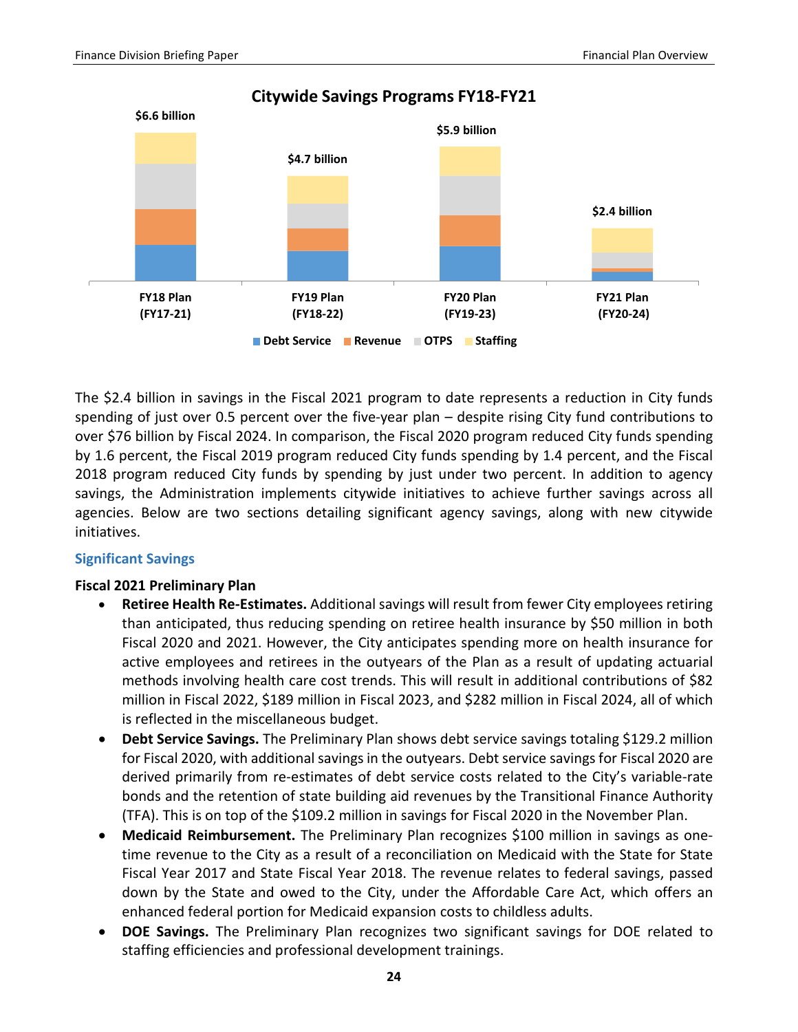**Citywide Savings Programs FY18-FY21**

| Plan | Total |
| --- | --- |
| FY18 Plan (FY17-21) | $6.6 billion |
| FY19 Plan (FY18-22) | $4.7 billion |
| FY20 Plan (FY19-23) | $5.9 billion |
| FY21 Plan (FY20-24) | $2.4 billion |

Debt Service, Revenue, OTPS, Staffing

The $2.4 billion in savings in the Fiscal 2021 program to date represents a reduction in City funds spending of just over 0.5 percent over the five-year plan – despite rising City fund contributions to over $76 billion by Fiscal 2024. In comparison, the Fiscal 2020 program reduced City funds spending by 1.6 percent, the Fiscal 2019 program reduced City funds spending by 1.4 percent, and the Fiscal 2018 program reduced City funds by spending by just under two percent. In addition to agency savings, the Administration implements citywide initiatives to achieve further savings across all agencies. Below are two sections detailing significant agency savings, along with new citywide initiatives.

## Significant Savings

### Fiscal 2021 Preliminary Plan

- **Retiree Health Re-Estimates.** Additional savings will result from fewer City employees retiring than anticipated, thus reducing spending on retiree health insurance by $50 million in both Fiscal 2020 and 2021. However, the City anticipates spending more on health insurance for active employees and retirees in the outyears of the Plan as a result of updating actuarial methods involving health care cost trends. This will result in additional contributions of $82 million in Fiscal 2022, $189 million in Fiscal 2023, and $282 million in Fiscal 2024, all of which is reflected in the miscellaneous budget.
- **Debt Service Savings.** The Preliminary Plan shows debt service savings totaling $129.2 million for Fiscal 2020, with additional savings in the outyears. Debt service savings for Fiscal 2020 are derived primarily from re-estimates of debt service costs related to the City's variable-rate bonds and the retention of state building aid revenues by the Transitional Finance Authority (TFA). This is on top of the $109.2 million in savings for Fiscal 2020 in the November Plan.
- **Medicaid Reimbursement.** The Preliminary Plan recognizes $100 million in savings as one-time revenue to the City as a result of a reconciliation on Medicaid with the State for State Fiscal Year 2017 and State Fiscal Year 2018. The revenue relates to federal savings, passed down by the State and owed to the City, under the Affordable Care Act, which offers an enhanced federal portion for Medicaid expansion costs to childless adults.
- **DOE Savings.** The Preliminary Plan recognizes two significant savings for DOE related to staffing efficiencies and professional development trainings.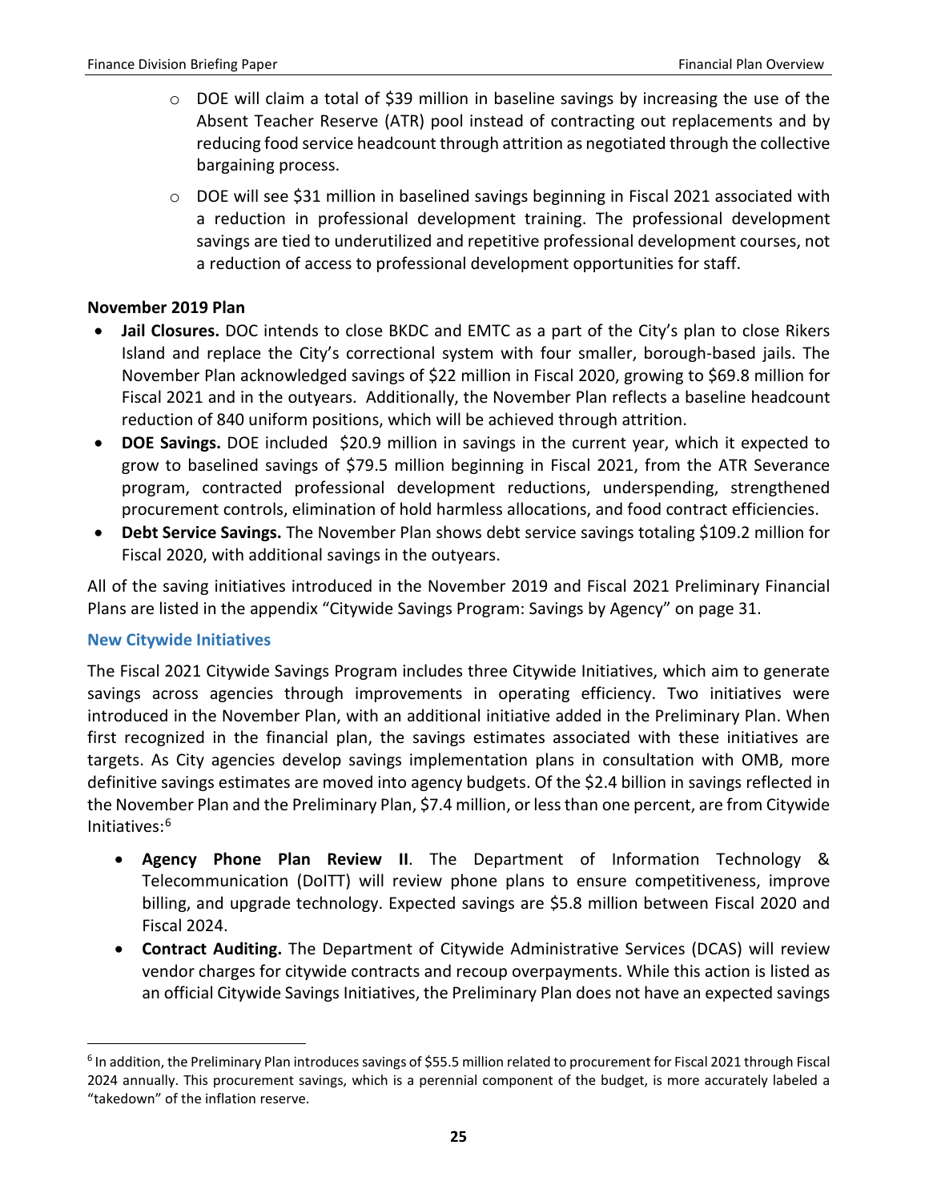- DOE will claim a total of $39 million in baseline savings by increasing the use of the Absent Teacher Reserve (ATR) pool instead of contracting out replacements and by reducing food service headcount through attrition as negotiated through the collective bargaining process.
  - DOE will see $31 million in baselined savings beginning in Fiscal 2021 associated with a reduction in professional development training. The professional development savings are tied to underutilized and repetitive professional development courses, not a reduction of access to professional development opportunities for staff.

**November 2019 Plan**

- **Jail Closures.** DOC intends to close BKDC and EMTC as a part of the City's plan to close Rikers Island and replace the City's correctional system with four smaller, borough-based jails. The November Plan acknowledged savings of $22 million in Fiscal 2020, growing to $69.8 million for Fiscal 2021 and in the outyears. Additionally, the November Plan reflects a baseline headcount reduction of 840 uniform positions, which will be achieved through attrition.
- **DOE Savings.** DOE included $20.9 million in savings in the current year, which it expected to grow to baselined savings of $79.5 million beginning in Fiscal 2021, from the ATR Severance program, contracted professional development reductions, underspending, strengthened procurement controls, elimination of hold harmless allocations, and food contract efficiencies.
- **Debt Service Savings.** The November Plan shows debt service savings totaling $109.2 million for Fiscal 2020, with additional savings in the outyears.

All of the saving initiatives introduced in the November 2019 and Fiscal 2021 Preliminary Financial Plans are listed in the appendix "Citywide Savings Program: Savings by Agency" on page 31.

### New Citywide Initiatives

The Fiscal 2021 Citywide Savings Program includes three Citywide Initiatives, which aim to generate savings across agencies through improvements in operating efficiency. Two initiatives were introduced in the November Plan, with an additional initiative added in the Preliminary Plan. When first recognized in the financial plan, the savings estimates associated with these initiatives are targets. As City agencies develop savings implementation plans in consultation with OMB, more definitive savings estimates are moved into agency budgets. Of the $2.4 billion in savings reflected in the November Plan and the Preliminary Plan, $7.4 million, or less than one percent, are from Citywide Initiatives:[6]

- **Agency Phone Plan Review II**. The Department of Information Technology & Telecommunication (DoITT) will review phone plans to ensure competitiveness, improve billing, and upgrade technology. Expected savings are $5.8 million between Fiscal 2020 and Fiscal 2024.
- **Contract Auditing.** The Department of Citywide Administrative Services (DCAS) will review vendor charges for citywide contracts and recoup overpayments. While this action is listed as an official Citywide Savings Initiatives, the Preliminary Plan does not have an expected savings

[6] In addition, the Preliminary Plan introduces savings of $55.5 million related to procurement for Fiscal 2021 through Fiscal 2024 annually. This procurement savings, which is a perennial component of the budget, is more accurately labeled a "takedown" of the inflation reserve.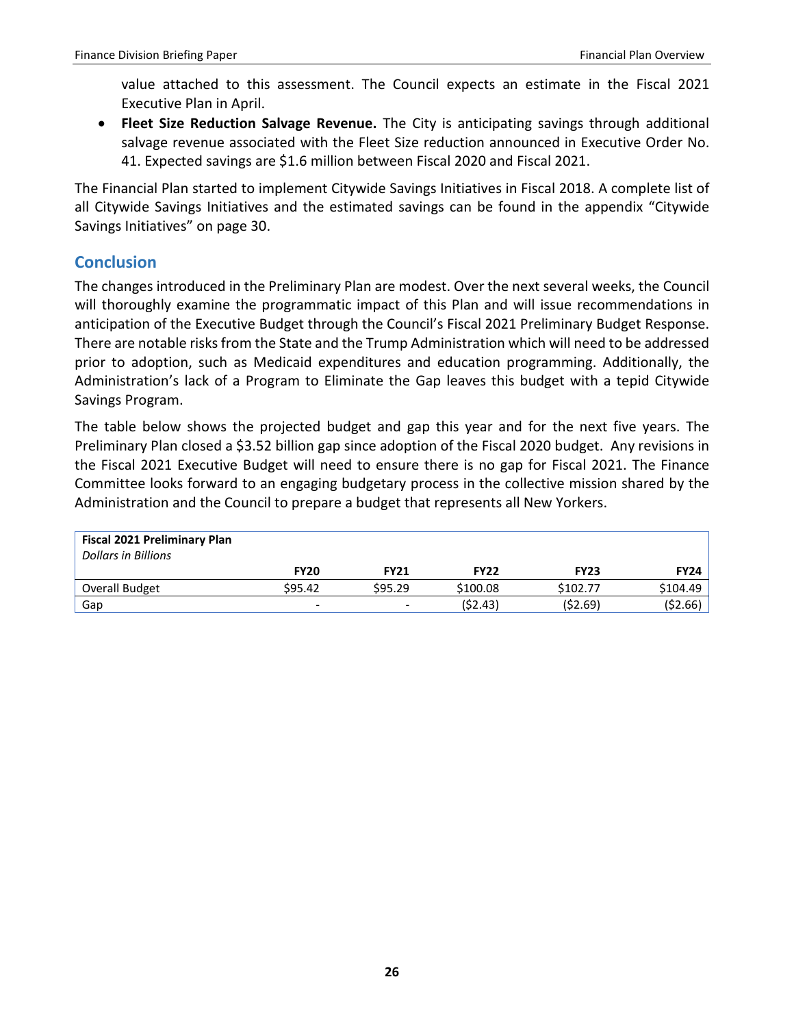value attached to this assessment. The Council expects an estimate in the Fiscal 2021 Executive Plan in April.

- **Fleet Size Reduction Salvage Revenue.** The City is anticipating savings through additional salvage revenue associated with the Fleet Size reduction announced in Executive Order No. 41. Expected savings are $1.6 million between Fiscal 2020 and Fiscal 2021.

The Financial Plan started to implement Citywide Savings Initiatives in Fiscal 2018. A complete list of all Citywide Savings Initiatives and the estimated savings can be found in the appendix "Citywide Savings Initiatives" on page 30.

## Conclusion

The changes introduced in the Preliminary Plan are modest. Over the next several weeks, the Council will thoroughly examine the programmatic impact of this Plan and will issue recommendations in anticipation of the Executive Budget through the Council's Fiscal 2021 Preliminary Budget Response. There are notable risks from the State and the Trump Administration which will need to be addressed prior to adoption, such as Medicaid expenditures and education programming. Additionally, the Administration's lack of a Program to Eliminate the Gap leaves this budget with a tepid Citywide Savings Program.

The table below shows the projected budget and gap this year and for the next five years. The Preliminary Plan closed a $3.52 billion gap since adoption of the Fiscal 2020 budget. Any revisions in the Fiscal 2021 Executive Budget will need to ensure there is no gap for Fiscal 2021. The Finance Committee looks forward to an engaging budgetary process in the collective mission shared by the Administration and the Council to prepare a budget that represents all New Yorkers.

| **Fiscal 2021 Preliminary Plan** *Dollars in Billions* | **FY20** | **FY21** | **FY22** | **FY23** | **FY24** |
|---|---|---|---|---|---|
| Overall Budget | $95.42 | $95.29 | $100.08 | $102.77 | $104.49 |
| Gap | - | - | ($2.43) | ($2.69) | ($2.66) |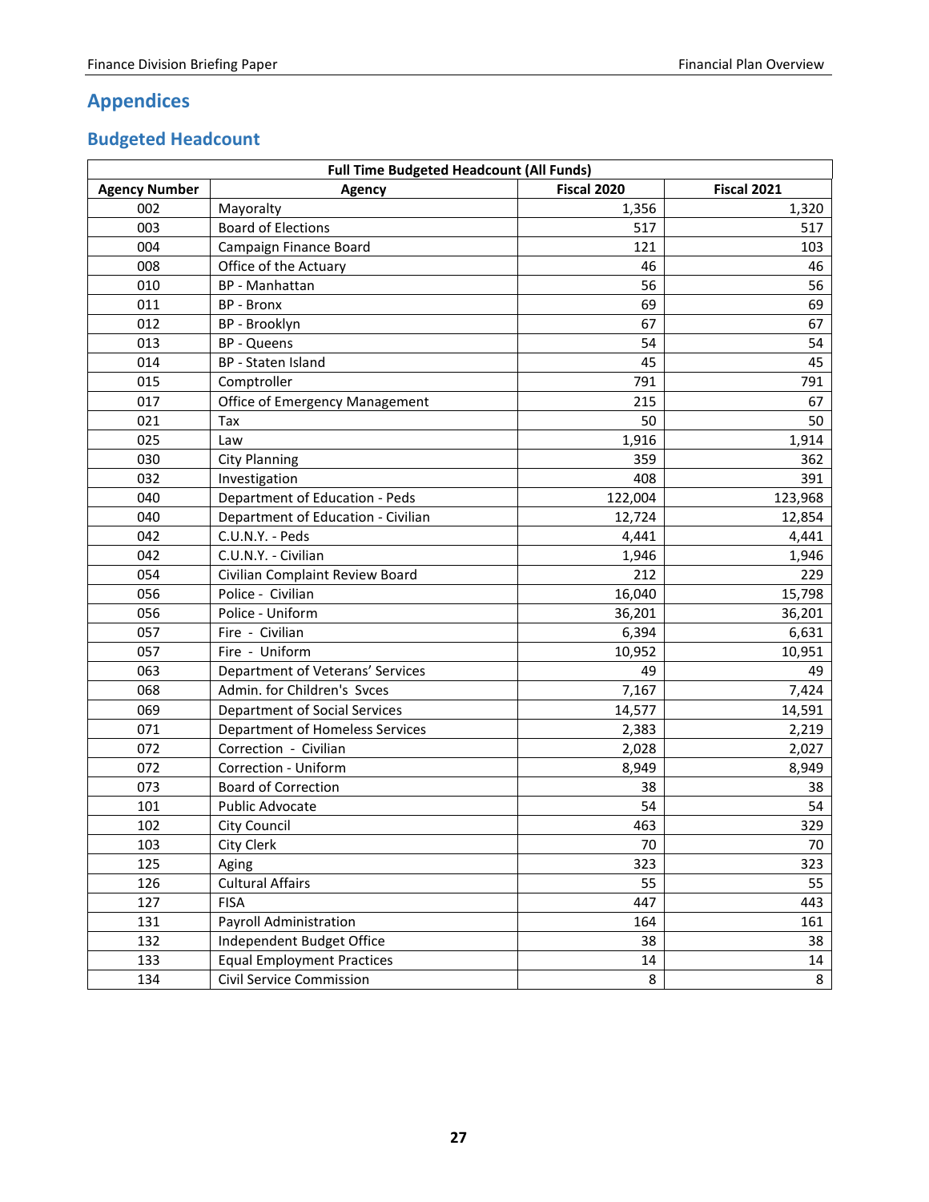# Appendices

## Budgeted Headcount

| Full Time Budgeted Headcount (All Funds) | | | |
|---|---|---|---|
| Agency Number | Agency | Fiscal 2020 | Fiscal 2021 |
| 002 | Mayoralty | 1,356 | 1,320 |
| 003 | Board of Elections | 517 | 517 |
| 004 | Campaign Finance Board | 121 | 103 |
| 008 | Office of the Actuary | 46 | 46 |
| 010 | BP - Manhattan | 56 | 56 |
| 011 | BP - Bronx | 69 | 69 |
| 012 | BP - Brooklyn | 67 | 67 |
| 013 | BP - Queens | 54 | 54 |
| 014 | BP - Staten Island | 45 | 45 |
| 015 | Comptroller | 791 | 791 |
| 017 | Office of Emergency Management | 215 | 67 |
| 021 | Tax | 50 | 50 |
| 025 | Law | 1,916 | 1,914 |
| 030 | City Planning | 359 | 362 |
| 032 | Investigation | 408 | 391 |
| 040 | Department of Education - Peds | 122,004 | 123,968 |
| 040 | Department of Education - Civilian | 12,724 | 12,854 |
| 042 | C.U.N.Y. - Peds | 4,441 | 4,441 |
| 042 | C.U.N.Y. - Civilian | 1,946 | 1,946 |
| 054 | Civilian Complaint Review Board | 212 | 229 |
| 056 | Police - Civilian | 16,040 | 15,798 |
| 056 | Police - Uniform | 36,201 | 36,201 |
| 057 | Fire - Civilian | 6,394 | 6,631 |
| 057 | Fire - Uniform | 10,952 | 10,951 |
| 063 | Department of Veterans' Services | 49 | 49 |
| 068 | Admin. for Children's Svces | 7,167 | 7,424 |
| 069 | Department of Social Services | 14,577 | 14,591 |
| 071 | Department of Homeless Services | 2,383 | 2,219 |
| 072 | Correction - Civilian | 2,028 | 2,027 |
| 072 | Correction - Uniform | 8,949 | 8,949 |
| 073 | Board of Correction | 38 | 38 |
| 101 | Public Advocate | 54 | 54 |
| 102 | City Council | 463 | 329 |
| 103 | City Clerk | 70 | 70 |
| 125 | Aging | 323 | 323 |
| 126 | Cultural Affairs | 55 | 55 |
| 127 | FISA | 447 | 443 |
| 131 | Payroll Administration | 164 | 161 |
| 132 | Independent Budget Office | 38 | 38 |
| 133 | Equal Employment Practices | 14 | 14 |
| 134 | Civil Service Commission | 8 | 8 |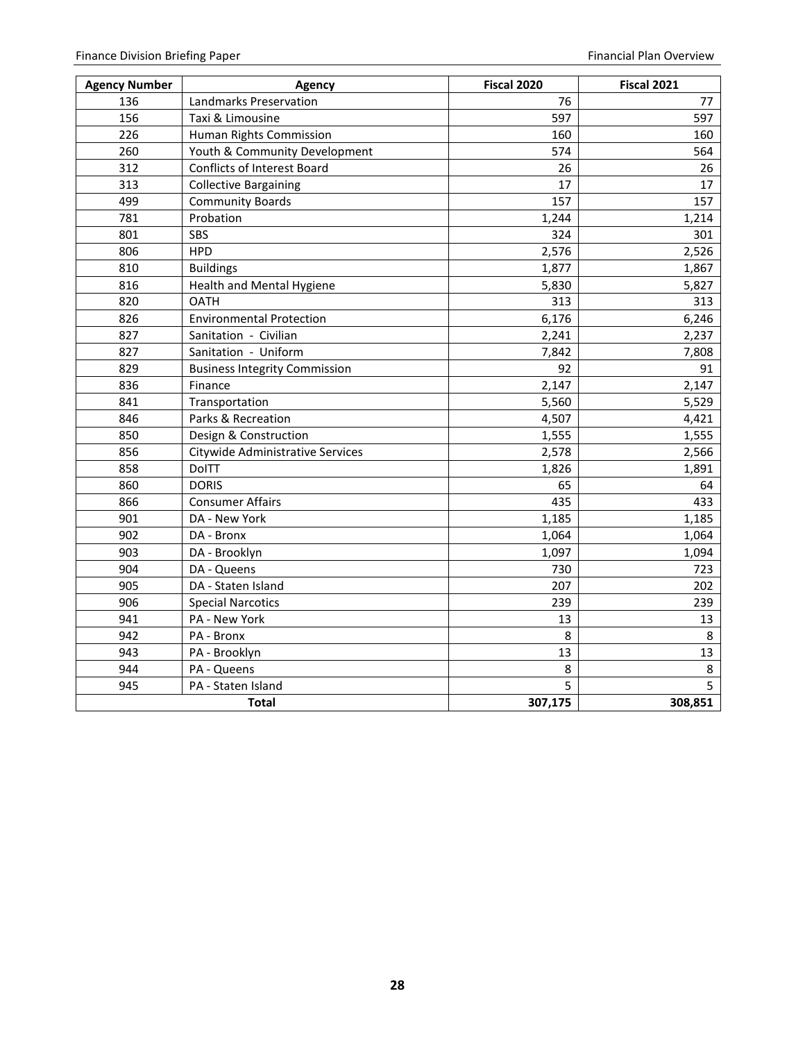| Agency Number | Agency | Fiscal 2020 | Fiscal 2021 |
|---|---|---|---|
| 136 | Landmarks Preservation | 76 | 77 |
| 156 | Taxi & Limousine | 597 | 597 |
| 226 | Human Rights Commission | 160 | 160 |
| 260 | Youth & Community Development | 574 | 564 |
| 312 | Conflicts of Interest Board | 26 | 26 |
| 313 | Collective Bargaining | 17 | 17 |
| 499 | Community Boards | 157 | 157 |
| 781 | Probation | 1,244 | 1,214 |
| 801 | SBS | 324 | 301 |
| 806 | HPD | 2,576 | 2,526 |
| 810 | Buildings | 1,877 | 1,867 |
| 816 | Health and Mental Hygiene | 5,830 | 5,827 |
| 820 | OATH | 313 | 313 |
| 826 | Environmental Protection | 6,176 | 6,246 |
| 827 | Sanitation - Civilian | 2,241 | 2,237 |
| 827 | Sanitation - Uniform | 7,842 | 7,808 |
| 829 | Business Integrity Commission | 92 | 91 |
| 836 | Finance | 2,147 | 2,147 |
| 841 | Transportation | 5,560 | 5,529 |
| 846 | Parks & Recreation | 4,507 | 4,421 |
| 850 | Design & Construction | 1,555 | 1,555 |
| 856 | Citywide Administrative Services | 2,578 | 2,566 |
| 858 | DoITT | 1,826 | 1,891 |
| 860 | DORIS | 65 | 64 |
| 866 | Consumer Affairs | 435 | 433 |
| 901 | DA - New York | 1,185 | 1,185 |
| 902 | DA - Bronx | 1,064 | 1,064 |
| 903 | DA - Brooklyn | 1,097 | 1,094 |
| 904 | DA - Queens | 730 | 723 |
| 905 | DA - Staten Island | 207 | 202 |
| 906 | Special Narcotics | 239 | 239 |
| 941 | PA - New York | 13 | 13 |
| 942 | PA - Bronx | 8 | 8 |
| 943 | PA - Brooklyn | 13 | 13 |
| 944 | PA - Queens | 8 | 8 |
| 945 | PA - Staten Island | 5 | 5 |
| **Total** | | **307,175** | **308,851** |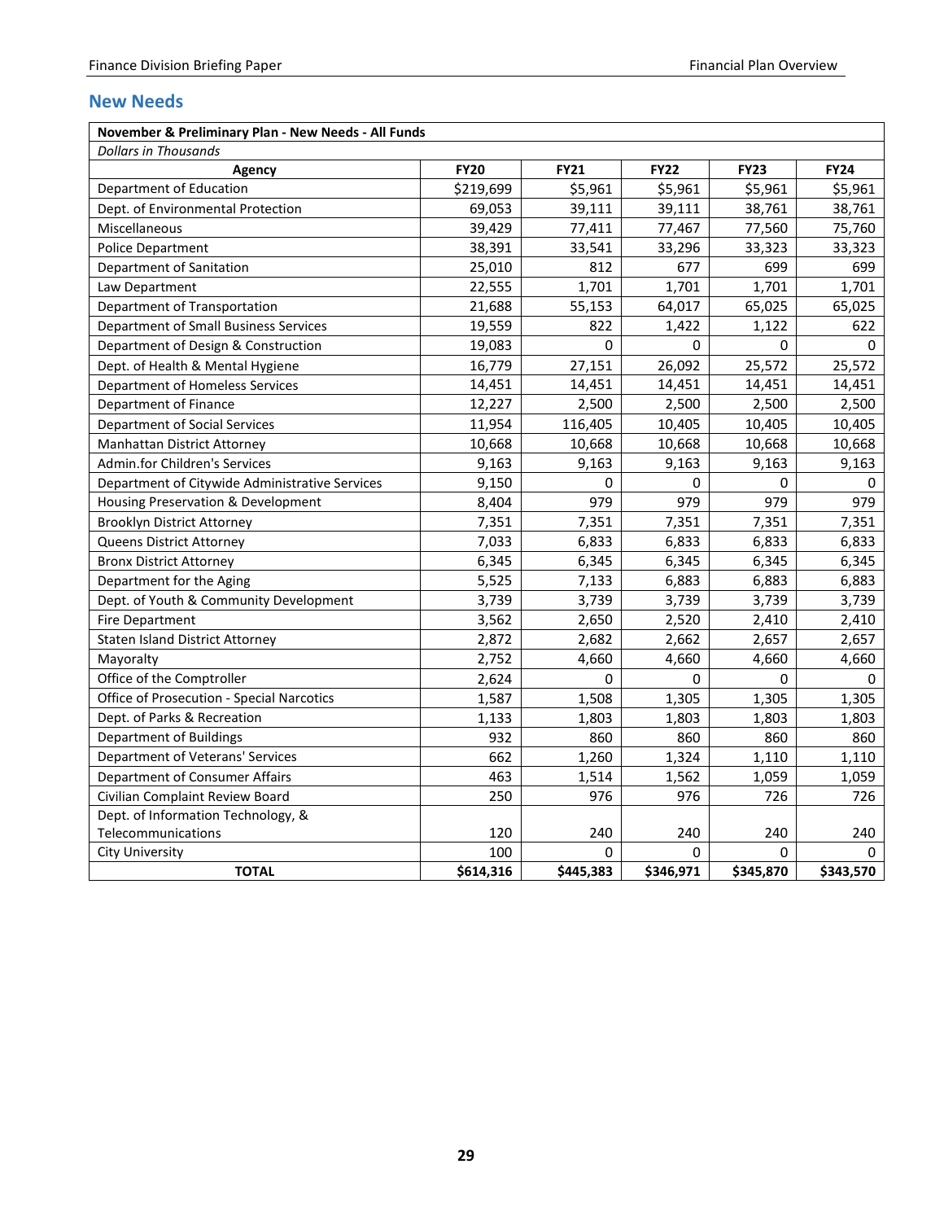## New Needs

| November & Preliminary Plan - New Needs - All Funds | | | | | |
|---|---|---|---|---|---|
| *Dollars in Thousands* | | | | | |
| **Agency** | **FY20** | **FY21** | **FY22** | **FY23** | **FY24** |
| Department of Education | $219,699 | $5,961 | $5,961 | $5,961 | $5,961 |
| Dept. of Environmental Protection | 69,053 | 39,111 | 39,111 | 38,761 | 38,761 |
| Miscellaneous | 39,429 | 77,411 | 77,467 | 77,560 | 75,760 |
| Police Department | 38,391 | 33,541 | 33,296 | 33,323 | 33,323 |
| Department of Sanitation | 25,010 | 812 | 677 | 699 | 699 |
| Law Department | 22,555 | 1,701 | 1,701 | 1,701 | 1,701 |
| Department of Transportation | 21,688 | 55,153 | 64,017 | 65,025 | 65,025 |
| Department of Small Business Services | 19,559 | 822 | 1,422 | 1,122 | 622 |
| Department of Design & Construction | 19,083 | 0 | 0 | 0 | 0 |
| Dept. of Health & Mental Hygiene | 16,779 | 27,151 | 26,092 | 25,572 | 25,572 |
| Department of Homeless Services | 14,451 | 14,451 | 14,451 | 14,451 | 14,451 |
| Department of Finance | 12,227 | 2,500 | 2,500 | 2,500 | 2,500 |
| Department of Social Services | 11,954 | 116,405 | 10,405 | 10,405 | 10,405 |
| Manhattan District Attorney | 10,668 | 10,668 | 10,668 | 10,668 | 10,668 |
| Admin.for Children's Services | 9,163 | 9,163 | 9,163 | 9,163 | 9,163 |
| Department of Citywide Administrative Services | 9,150 | 0 | 0 | 0 | 0 |
| Housing Preservation & Development | 8,404 | 979 | 979 | 979 | 979 |
| Brooklyn District Attorney | 7,351 | 7,351 | 7,351 | 7,351 | 7,351 |
| Queens District Attorney | 7,033 | 6,833 | 6,833 | 6,833 | 6,833 |
| Bronx District Attorney | 6,345 | 6,345 | 6,345 | 6,345 | 6,345 |
| Department for the Aging | 5,525 | 7,133 | 6,883 | 6,883 | 6,883 |
| Dept. of Youth & Community Development | 3,739 | 3,739 | 3,739 | 3,739 | 3,739 |
| Fire Department | 3,562 | 2,650 | 2,520 | 2,410 | 2,410 |
| Staten Island District Attorney | 2,872 | 2,682 | 2,662 | 2,657 | 2,657 |
| Mayoralty | 2,752 | 4,660 | 4,660 | 4,660 | 4,660 |
| Office of the Comptroller | 2,624 | 0 | 0 | 0 | 0 |
| Office of Prosecution - Special Narcotics | 1,587 | 1,508 | 1,305 | 1,305 | 1,305 |
| Dept. of Parks & Recreation | 1,133 | 1,803 | 1,803 | 1,803 | 1,803 |
| Department of Buildings | 932 | 860 | 860 | 860 | 860 |
| Department of Veterans' Services | 662 | 1,260 | 1,324 | 1,110 | 1,110 |
| Department of Consumer Affairs | 463 | 1,514 | 1,562 | 1,059 | 1,059 |
| Civilian Complaint Review Board | 250 | 976 | 976 | 726 | 726 |
| Dept. of Information Technology, & Telecommunications | 120 | 240 | 240 | 240 | 240 |
| City University | 100 | 0 | 0 | 0 | 0 |
| **TOTAL** | **$614,316** | **$445,383** | **$346,971** | **$345,870** | **$343,570** |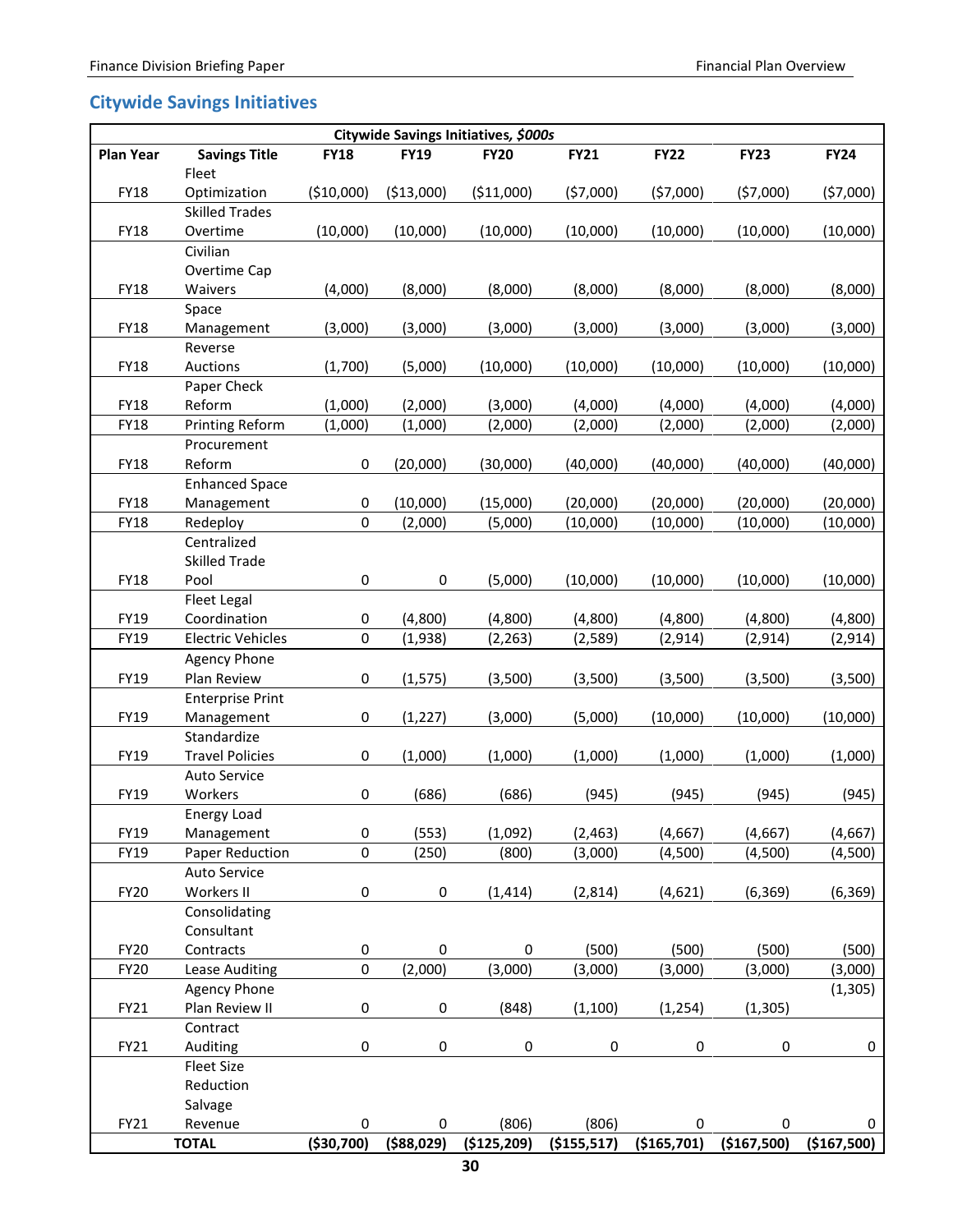## Citywide Savings Initiatives

| Citywide Savings Initiatives, *$000s* | | | | | | | | |
|---|---|---|---|---|---|---|---|---|
| **Plan Year** | **Savings Title** | **FY18** | **FY19** | **FY20** | **FY21** | **FY22** | **FY23** | **FY24** |
| FY18 | Fleet Optimization | ($10,000) | ($13,000) | ($11,000) | ($7,000) | ($7,000) | ($7,000) | ($7,000) |
| FY18 | Skilled Trades Overtime | (10,000) | (10,000) | (10,000) | (10,000) | (10,000) | (10,000) | (10,000) |
| FY18 | Civilian Overtime Cap Waivers | (4,000) | (8,000) | (8,000) | (8,000) | (8,000) | (8,000) | (8,000) |
| FY18 | Space Management | (3,000) | (3,000) | (3,000) | (3,000) | (3,000) | (3,000) | (3,000) |
| FY18 | Reverse Auctions | (1,700) | (5,000) | (10,000) | (10,000) | (10,000) | (10,000) | (10,000) |
| FY18 | Paper Check Reform | (1,000) | (2,000) | (3,000) | (4,000) | (4,000) | (4,000) | (4,000) |
| FY18 | Printing Reform | (1,000) | (1,000) | (2,000) | (2,000) | (2,000) | (2,000) | (2,000) |
| FY18 | Procurement Reform | 0 | (20,000) | (30,000) | (40,000) | (40,000) | (40,000) | (40,000) |
| FY18 | Enhanced Space Management | 0 | (10,000) | (15,000) | (20,000) | (20,000) | (20,000) | (20,000) |
| FY18 | Redeploy | 0 | (2,000) | (5,000) | (10,000) | (10,000) | (10,000) | (10,000) |
| FY18 | Centralized Skilled Trade Pool | 0 | 0 | (5,000) | (10,000) | (10,000) | (10,000) | (10,000) |
| FY19 | Fleet Legal Coordination | 0 | (4,800) | (4,800) | (4,800) | (4,800) | (4,800) | (4,800) |
| FY19 | Electric Vehicles | 0 | (1,938) | (2,263) | (2,589) | (2,914) | (2,914) | (2,914) |
| FY19 | Agency Phone Plan Review | 0 | (1,575) | (3,500) | (3,500) | (3,500) | (3,500) | (3,500) |
| FY19 | Enterprise Print Management | 0 | (1,227) | (3,000) | (5,000) | (10,000) | (10,000) | (10,000) |
| FY19 | Standardize Travel Policies | 0 | (1,000) | (1,000) | (1,000) | (1,000) | (1,000) | (1,000) |
| FY19 | Auto Service Workers | 0 | (686) | (686) | (945) | (945) | (945) | (945) |
| FY19 | Energy Load Management | 0 | (553) | (1,092) | (2,463) | (4,667) | (4,667) | (4,667) |
| FY19 | Paper Reduction | 0 | (250) | (800) | (3,000) | (4,500) | (4,500) | (4,500) |
| FY20 | Auto Service Workers II | 0 | 0 | (1,414) | (2,814) | (4,621) | (6,369) | (6,369) |
| FY20 | Consolidating Consultant Contracts | 0 | 0 | 0 | (500) | (500) | (500) | (500) |
| FY20 | Lease Auditing | 0 | (2,000) | (3,000) | (3,000) | (3,000) | (3,000) | (3,000) |
| FY21 | Agency Phone Plan Review II | 0 | 0 | (848) | (1,100) | (1,254) | (1,305) | (1,305) |
| FY21 | Contract Auditing | 0 | 0 | 0 | 0 | 0 | 0 | 0 |
| FY21 | Fleet Size Reduction Salvage Revenue | 0 | 0 | (806) | (806) | 0 | 0 | 0 |
| | **TOTAL** | **($30,700)** | **($88,029)** | **($125,209)** | **($155,517)** | **($165,701)** | **($167,500)** | **($167,500)** |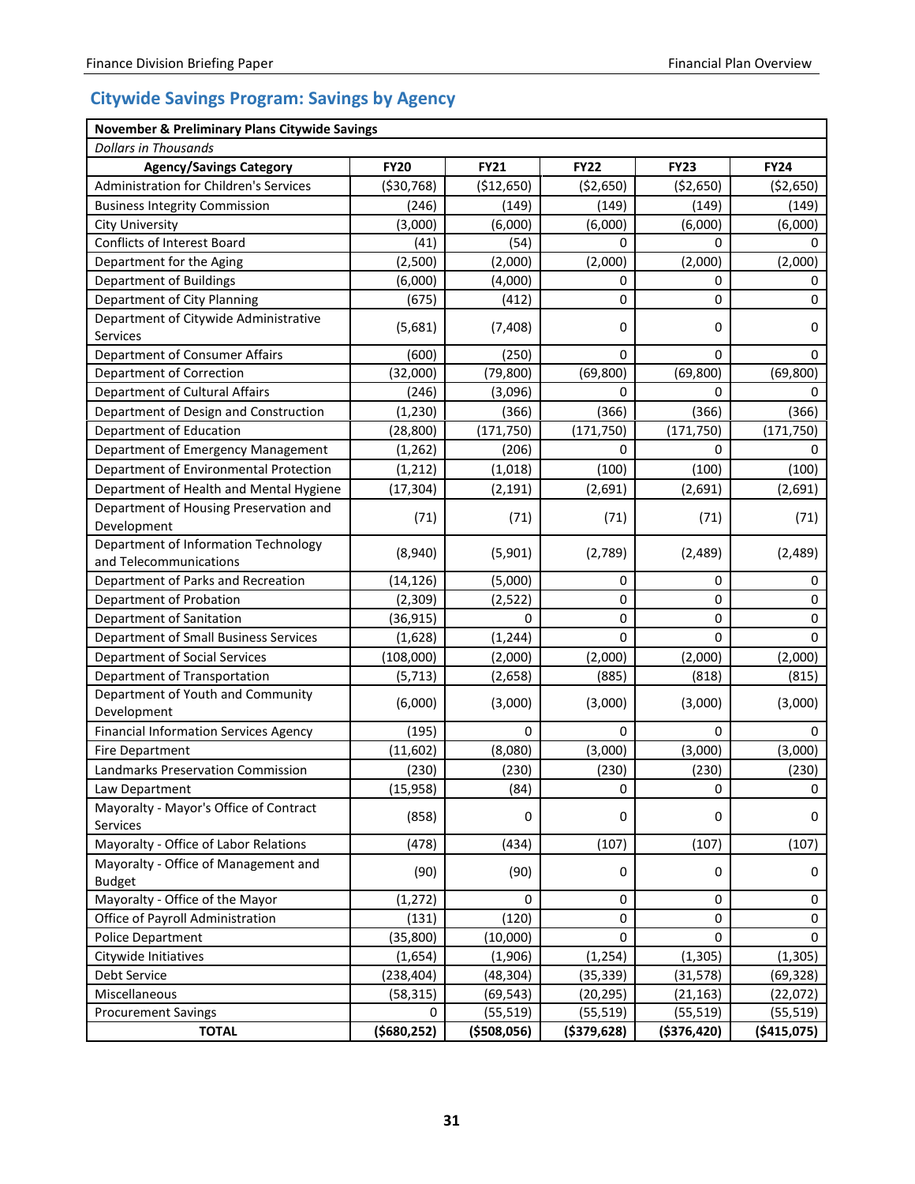## Citywide Savings Program: Savings by Agency

| November & Preliminary Plans Citywide Savings | | | | | |
|---|---|---|---|---|---|
| *Dollars in Thousands* | | | | | |
| **Agency/Savings Category** | **FY20** | **FY21** | **FY22** | **FY23** | **FY24** |
| Administration for Children's Services | ($30,768) | ($12,650) | ($2,650) | ($2,650) | ($2,650) |
| Business Integrity Commission | (246) | (149) | (149) | (149) | (149) |
| City University | (3,000) | (6,000) | (6,000) | (6,000) | (6,000) |
| Conflicts of Interest Board | (41) | (54) | 0 | 0 | 0 |
| Department for the Aging | (2,500) | (2,000) | (2,000) | (2,000) | (2,000) |
| Department of Buildings | (6,000) | (4,000) | 0 | 0 | 0 |
| Department of City Planning | (675) | (412) | 0 | 0 | 0 |
| Department of Citywide Administrative Services | (5,681) | (7,408) | 0 | 0 | 0 |
| Department of Consumer Affairs | (600) | (250) | 0 | 0 | 0 |
| Department of Correction | (32,000) | (79,800) | (69,800) | (69,800) | (69,800) |
| Department of Cultural Affairs | (246) | (3,096) | 0 | 0 | 0 |
| Department of Design and Construction | (1,230) | (366) | (366) | (366) | (366) |
| Department of Education | (28,800) | (171,750) | (171,750) | (171,750) | (171,750) |
| Department of Emergency Management | (1,262) | (206) | 0 | 0 | 0 |
| Department of Environmental Protection | (1,212) | (1,018) | (100) | (100) | (100) |
| Department of Health and Mental Hygiene | (17,304) | (2,191) | (2,691) | (2,691) | (2,691) |
| Department of Housing Preservation and Development | (71) | (71) | (71) | (71) | (71) |
| Department of Information Technology and Telecommunications | (8,940) | (5,901) | (2,789) | (2,489) | (2,489) |
| Department of Parks and Recreation | (14,126) | (5,000) | 0 | 0 | 0 |
| Department of Probation | (2,309) | (2,522) | 0 | 0 | 0 |
| Department of Sanitation | (36,915) | 0 | 0 | 0 | 0 |
| Department of Small Business Services | (1,628) | (1,244) | 0 | 0 | 0 |
| Department of Social Services | (108,000) | (2,000) | (2,000) | (2,000) | (2,000) |
| Department of Transportation | (5,713) | (2,658) | (885) | (818) | (815) |
| Department of Youth and Community Development | (6,000) | (3,000) | (3,000) | (3,000) | (3,000) |
| Financial Information Services Agency | (195) | 0 | 0 | 0 | 0 |
| Fire Department | (11,602) | (8,080) | (3,000) | (3,000) | (3,000) |
| Landmarks Preservation Commission | (230) | (230) | (230) | (230) | (230) |
| Law Department | (15,958) | (84) | 0 | 0 | 0 |
| Mayoralty - Mayor's Office of Contract Services | (858) | 0 | 0 | 0 | 0 |
| Mayoralty - Office of Labor Relations | (478) | (434) | (107) | (107) | (107) |
| Mayoralty - Office of Management and Budget | (90) | (90) | 0 | 0 | 0 |
| Mayoralty - Office of the Mayor | (1,272) | 0 | 0 | 0 | 0 |
| Office of Payroll Administration | (131) | (120) | 0 | 0 | 0 |
| Police Department | (35,800) | (10,000) | 0 | 0 | 0 |
| Citywide Initiatives | (1,654) | (1,906) | (1,254) | (1,305) | (1,305) |
| Debt Service | (238,404) | (48,304) | (35,339) | (31,578) | (69,328) |
| Miscellaneous | (58,315) | (69,543) | (20,295) | (21,163) | (22,072) |
| Procurement Savings | 0 | (55,519) | (55,519) | (55,519) | (55,519) |
| **TOTAL** | **($680,252)** | **($508,056)** | **($379,628)** | **($376,420)** | **($415,075)** |